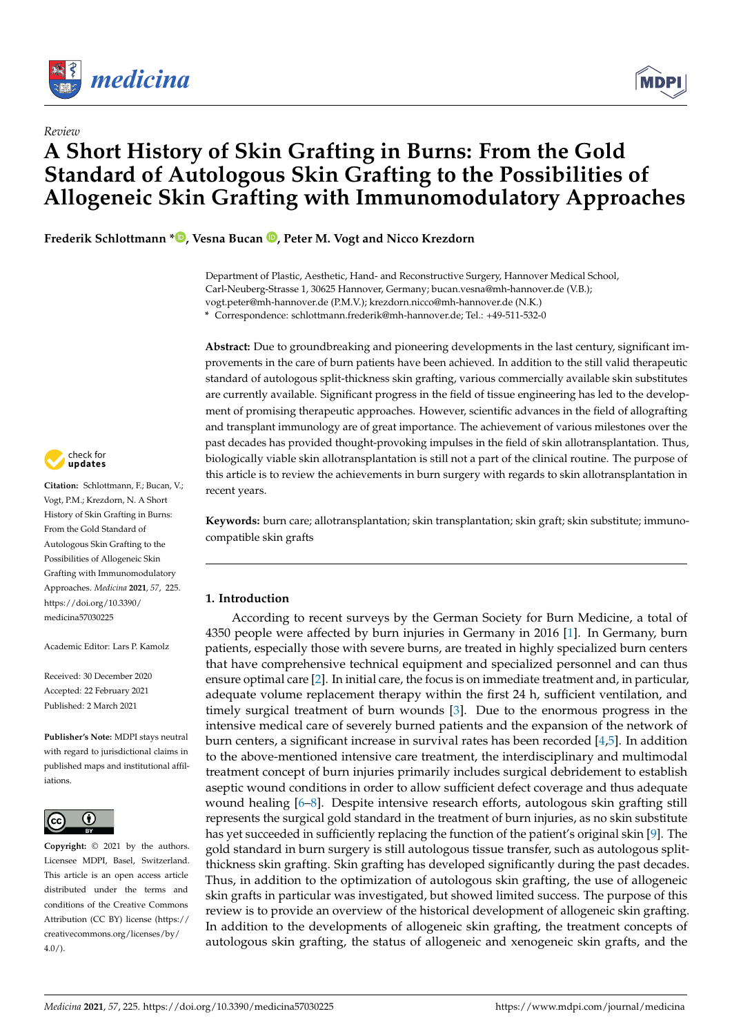*Review*

# A Short History of Skin Grafting in Burns: From the Gold Standard of Autologous Skin Grafting to the Possibilities of Allogeneic Skin Grafting with Immunomodulatory Approaches

**Frederik Schlottmann \*, Vesna Bucan, Peter M. Vogt and Nicco Krezdorn**

Department of Plastic, Aesthetic, Hand- and Reconstructive Surgery, Hannover Medical School, Carl-Neuberg-Strasse 1, 30625 Hannover, Germany; bucan.vesna@mh-hannover.de (V.B.); vogt.peter@mh-hannover.de (P.M.V.); krezdorn.nicco@mh-hannover.de (N.K.)

\* Correspondence: schlottmann.frederik@mh-hannover.de; Tel.: +49-511-532-0

**Citation:** Schlottmann, F.; Bucan, V.; Vogt, P.M.; Krezdorn, N. A Short History of Skin Grafting in Burns: From the Gold Standard of Autologous Skin Grafting to the Possibilities of Allogeneic Skin Grafting with Immunomodulatory Approaches. *Medicina* **2021**, *57*, 225. https://doi.org/10.3390/medicina57030225

Academic Editor: Lars P. Kamolz

Received: 30 December 2020
Accepted: 22 February 2021
Published: 2 March 2021

**Publisher's Note:** MDPI stays neutral with regard to jurisdictional claims in published maps and institutional affiliations.

**Copyright:** © 2021 by the authors. Licensee MDPI, Basel, Switzerland. This article is an open access article distributed under the terms and conditions of the Creative Commons Attribution (CC BY) license (https://creativecommons.org/licenses/by/4.0/).

**Abstract:** Due to groundbreaking and pioneering developments in the last century, significant improvements in the care of burn patients have been achieved. In addition to the still valid therapeutic standard of autologous split-thickness skin grafting, various commercially available skin substitutes are currently available. Significant progress in the field of tissue engineering has led to the development of promising therapeutic approaches. However, scientific advances in the field of allografting and transplant immunology are of great importance. The achievement of various milestones over the past decades has provided thought-provoking impulses in the field of skin allotransplantation. Thus, biologically viable skin allotransplantation is still not a part of the clinical routine. The purpose of this article is to review the achievements in burn surgery with regards to skin allotransplantation in recent years.

**Keywords:** burn care; allotransplantation; skin transplantation; skin graft; skin substitute; immunocompatible skin grafts

## 1. Introduction

According to recent surveys by the German Society for Burn Medicine, a total of 4350 people were affected by burn injuries in Germany in 2016 [1]. In Germany, burn patients, especially those with severe burns, are treated in highly specialized burn centers that have comprehensive technical equipment and specialized personnel and can thus ensure optimal care [2]. In initial care, the focus is on immediate treatment and, in particular, adequate volume replacement therapy within the first 24 h, sufficient ventilation, and timely surgical treatment of burn wounds [3]. Due to the enormous progress in the intensive medical care of severely burned patients and the expansion of the network of burn centers, a significant increase in survival rates has been recorded [4,5]. In addition to the above-mentioned intensive care treatment, the interdisciplinary and multimodal treatment concept of burn injuries primarily includes surgical debridement to establish aseptic wound conditions in order to allow sufficient defect coverage and thus adequate wound healing [6–8]. Despite intensive research efforts, autologous skin grafting still represents the surgical gold standard in the treatment of burn injuries, as no skin substitute has yet succeeded in sufficiently replacing the function of the patient's original skin [9]. The gold standard in burn surgery is still autologous tissue transfer, such as autologous split-thickness skin grafting. Skin grafting has developed significantly during the past decades. Thus, in addition to the optimization of autologous skin grafting, the use of allogeneic skin grafts in particular was investigated, but showed limited success. The purpose of this review is to provide an overview of the historical development of allogeneic skin grafting. In addition to the developments of allogeneic skin grafting, the treatment concepts of autologous skin grafting, the status of allogeneic and xenogeneic skin grafts, and the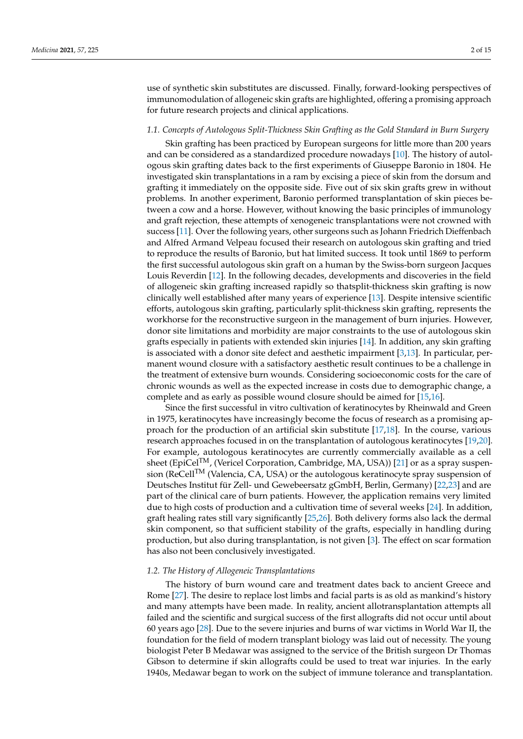use of synthetic skin substitutes are discussed. Finally, forward-looking perspectives of immunomodulation of allogeneic skin grafts are highlighted, offering a promising approach for future research projects and clinical applications.

### *1.1. Concepts of Autologous Split-Thickness Skin Grafting as the Gold Standard in Burn Surgery*

Skin grafting has been practiced by European surgeons for little more than 200 years and can be considered as a standardized procedure nowadays [10]. The history of autologous skin grafting dates back to the first experiments of Giuseppe Baronio in 1804. He investigated skin transplantations in a ram by excising a piece of skin from the dorsum and grafting it immediately on the opposite side. Five out of six skin grafts grew in without problems. In another experiment, Baronio performed transplantation of skin pieces between a cow and a horse. However, without knowing the basic principles of immunology and graft rejection, these attempts of xenogeneic transplantations were not crowned with success [11]. Over the following years, other surgeons such as Johann Friedrich Dieffenbach and Alfred Armand Velpeau focused their research on autologous skin grafting and tried to reproduce the results of Baronio, but hat limited success. It took until 1869 to perform the first successful autologous skin graft on a human by the Swiss-born surgeon Jacques Louis Reverdin [12]. In the following decades, developments and discoveries in the field of allogeneic skin grafting increased rapidly so thatsplit-thickness skin grafting is now clinically well established after many years of experience [13]. Despite intensive scientific efforts, autologous skin grafting, particularly split-thickness skin grafting, represents the workhorse for the reconstructive surgeon in the management of burn injuries. However, donor site limitations and morbidity are major constraints to the use of autologous skin grafts especially in patients with extended skin injuries [14]. In addition, any skin grafting is associated with a donor site defect and aesthetic impairment [3,13]. In particular, permanent wound closure with a satisfactory aesthetic result continues to be a challenge in the treatment of extensive burn wounds. Considering socioeconomic costs for the care of chronic wounds as well as the expected increase in costs due to demographic change, a complete and as early as possible wound closure should be aimed for [15,16].

Since the first successful in vitro cultivation of keratinocytes by Rheinwald and Green in 1975, keratinocytes have increasingly become the focus of research as a promising approach for the production of an artificial skin substitute [17,18]. In the course, various research approaches focused in on the transplantation of autologous keratinocytes [19,20]. For example, autologous keratinocytes are currently commercially available as a cell sheet (EpiCel™, (Vericel Corporation, Cambridge, MA, USA)) [21] or as a spray suspension (ReCell™ (Valencia, CA, USA) or the autologous keratinocyte spray suspension of Deutsches Institut für Zell- und Gewebeersatz gGmbH, Berlin, Germany) [22,23] and are part of the clinical care of burn patients. However, the application remains very limited due to high costs of production and a cultivation time of several weeks [24]. In addition, graft healing rates still vary significantly [25,26]. Both delivery forms also lack the dermal skin component, so that sufficient stability of the grafts, especially in handling during production, but also during transplantation, is not given [3]. The effect on scar formation has also not been conclusively investigated.

### *1.2. The History of Allogeneic Transplantations*

The history of burn wound care and treatment dates back to ancient Greece and Rome [27]. The desire to replace lost limbs and facial parts is as old as mankind's history and many attempts have been made. In reality, ancient allotransplantation attempts all failed and the scientific and surgical success of the first allografts did not occur until about 60 years ago [28]. Due to the severe injuries and burns of war victims in World War II, the foundation for the field of modern transplant biology was laid out of necessity. The young biologist Peter B Medawar was assigned to the service of the British surgeon Dr Thomas Gibson to determine if skin allografts could be used to treat war injuries. In the early 1940s, Medawar began to work on the subject of immune tolerance and transplantation.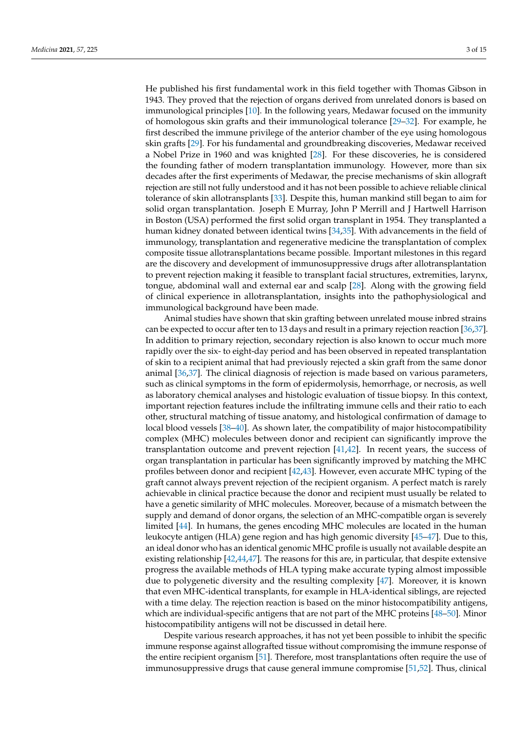He published his first fundamental work in this field together with Thomas Gibson in 1943. They proved that the rejection of organs derived from unrelated donors is based on immunological principles [10]. In the following years, Medawar focused on the immunity of homologous skin grafts and their immunological tolerance [29–32]. For example, he first described the immune privilege of the anterior chamber of the eye using homologous skin grafts [29]. For his fundamental and groundbreaking discoveries, Medawar received a Nobel Prize in 1960 and was knighted [28]. For these discoveries, he is considered the founding father of modern transplantation immunology. However, more than six decades after the first experiments of Medawar, the precise mechanisms of skin allograft rejection are still not fully understood and it has not been possible to achieve reliable clinical tolerance of skin allotransplants [33]. Despite this, human mankind still began to aim for solid organ transplantation. Joseph E Murray, John P Merrill and J Hartwell Harrison in Boston (USA) performed the first solid organ transplant in 1954. They transplanted a human kidney donated between identical twins [34,35]. With advancements in the field of immunology, transplantation and regenerative medicine the transplantation of complex composite tissue allotransplantations became possible. Important milestones in this regard are the discovery and development of immunosuppressive drugs after allotransplantation to prevent rejection making it feasible to transplant facial structures, extremities, larynx, tongue, abdominal wall and external ear and scalp [28]. Along with the growing field of clinical experience in allotransplantation, insights into the pathophysiological and immunological background have been made.

Animal studies have shown that skin grafting between unrelated mouse inbred strains can be expected to occur after ten to 13 days and result in a primary rejection reaction [36,37]. In addition to primary rejection, secondary rejection is also known to occur much more rapidly over the six- to eight-day period and has been observed in repeated transplantation of skin to a recipient animal that had previously rejected a skin graft from the same donor animal [36,37]. The clinical diagnosis of rejection is made based on various parameters, such as clinical symptoms in the form of epidermolysis, hemorrhage, or necrosis, as well as laboratory chemical analyses and histologic evaluation of tissue biopsy. In this context, important rejection features include the infiltrating immune cells and their ratio to each other, structural matching of tissue anatomy, and histological confirmation of damage to local blood vessels [38–40]. As shown later, the compatibility of major histocompatibility complex (MHC) molecules between donor and recipient can significantly improve the transplantation outcome and prevent rejection [41,42]. In recent years, the success of organ transplantation in particular has been significantly improved by matching the MHC profiles between donor and recipient [42,43]. However, even accurate MHC typing of the graft cannot always prevent rejection of the recipient organism. A perfect match is rarely achievable in clinical practice because the donor and recipient must usually be related to have a genetic similarity of MHC molecules. Moreover, because of a mismatch between the supply and demand of donor organs, the selection of an MHC-compatible organ is severely limited [44]. In humans, the genes encoding MHC molecules are located in the human leukocyte antigen (HLA) gene region and has high genomic diversity [45–47]. Due to this, an ideal donor who has an identical genomic MHC profile is usually not available despite an existing relationship [42,44,47]. The reasons for this are, in particular, that despite extensive progress the available methods of HLA typing make accurate typing almost impossible due to polygenetic diversity and the resulting complexity [47]. Moreover, it is known that even MHC-identical transplants, for example in HLA-identical siblings, are rejected with a time delay. The rejection reaction is based on the minor histocompatibility antigens, which are individual-specific antigens that are not part of the MHC proteins [48–50]. Minor histocompatibility antigens will not be discussed in detail here.

Despite various research approaches, it has not yet been possible to inhibit the specific immune response against allografted tissue without compromising the immune response of the entire recipient organism [51]. Therefore, most transplantations often require the use of immunosuppressive drugs that cause general immune compromise [51,52]. Thus, clinical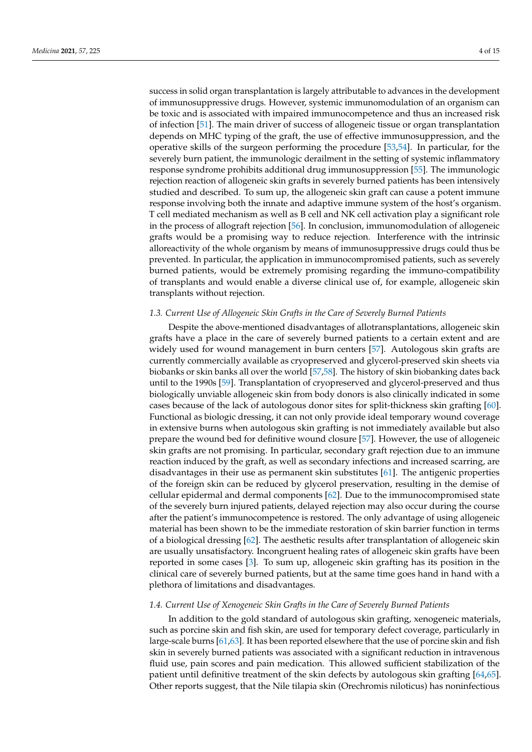success in solid organ transplantation is largely attributable to advances in the development of immunosuppressive drugs. However, systemic immunomodulation of an organism can be toxic and is associated with impaired immunocompetence and thus an increased risk of infection [51]. The main driver of success of allogeneic tissue or organ transplantation depends on MHC typing of the graft, the use of effective immunosuppression, and the operative skills of the surgeon performing the procedure [53,54]. In particular, for the severely burn patient, the immunologic derailment in the setting of systemic inflammatory response syndrome prohibits additional drug immunosuppression [55]. The immunologic rejection reaction of allogeneic skin grafts in severely burned patients has been intensively studied and described. To sum up, the allogeneic skin graft can cause a potent immune response involving both the innate and adaptive immune system of the host's organism. T cell mediated mechanism as well as B cell and NK cell activation play a significant role in the process of allograft rejection [56]. In conclusion, immunomodulation of allogeneic grafts would be a promising way to reduce rejection. Interference with the intrinsic alloreactivity of the whole organism by means of immunosuppressive drugs could thus be prevented. In particular, the application in immunocompromised patients, such as severely burned patients, would be extremely promising regarding the immuno-compatibility of transplants and would enable a diverse clinical use of, for example, allogeneic skin transplants without rejection.

### *1.3. Current Use of Allogeneic Skin Grafts in the Care of Severely Burned Patients*

Despite the above-mentioned disadvantages of allotransplantations, allogeneic skin grafts have a place in the care of severely burned patients to a certain extent and are widely used for wound management in burn centers [57]. Autologous skin grafts are currently commercially available as cryopreserved and glycerol-preserved skin sheets via biobanks or skin banks all over the world [57,58]. The history of skin biobanking dates back until to the 1990s [59]. Transplantation of cryopreserved and glycerol-preserved and thus biologically unviable allogeneic skin from body donors is also clinically indicated in some cases because of the lack of autologous donor sites for split-thickness skin grafting [60]. Functional as biologic dressing, it can not only provide ideal temporary wound coverage in extensive burns when autologous skin grafting is not immediately available but also prepare the wound bed for definitive wound closure [57]. However, the use of allogeneic skin grafts are not promising. In particular, secondary graft rejection due to an immune reaction induced by the graft, as well as secondary infections and increased scarring, are disadvantages in their use as permanent skin substitutes [61]. The antigenic properties of the foreign skin can be reduced by glycerol preservation, resulting in the demise of cellular epidermal and dermal components [62]. Due to the immunocompromised state of the severely burn injured patients, delayed rejection may also occur during the course after the patient's immunocompetence is restored. The only advantage of using allogeneic material has been shown to be the immediate restoration of skin barrier function in terms of a biological dressing [62]. The aesthetic results after transplantation of allogeneic skin are usually unsatisfactory. Incongruent healing rates of allogeneic skin grafts have been reported in some cases [3]. To sum up, allogeneic skin grafting has its position in the clinical care of severely burned patients, but at the same time goes hand in hand with a plethora of limitations and disadvantages.

### *1.4. Current Use of Xenogeneic Skin Grafts in the Care of Severely Burned Patients*

In addition to the gold standard of autologous skin grafting, xenogeneic materials, such as porcine skin and fish skin, are used for temporary defect coverage, particularly in large-scale burns [61,63]. It has been reported elsewhere that the use of porcine skin and fish skin in severely burned patients was associated with a significant reduction in intravenous fluid use, pain scores and pain medication. This allowed sufficient stabilization of the patient until definitive treatment of the skin defects by autologous skin grafting [64,65]. Other reports suggest, that the Nile tilapia skin (Orechromis niloticus) has noninfectious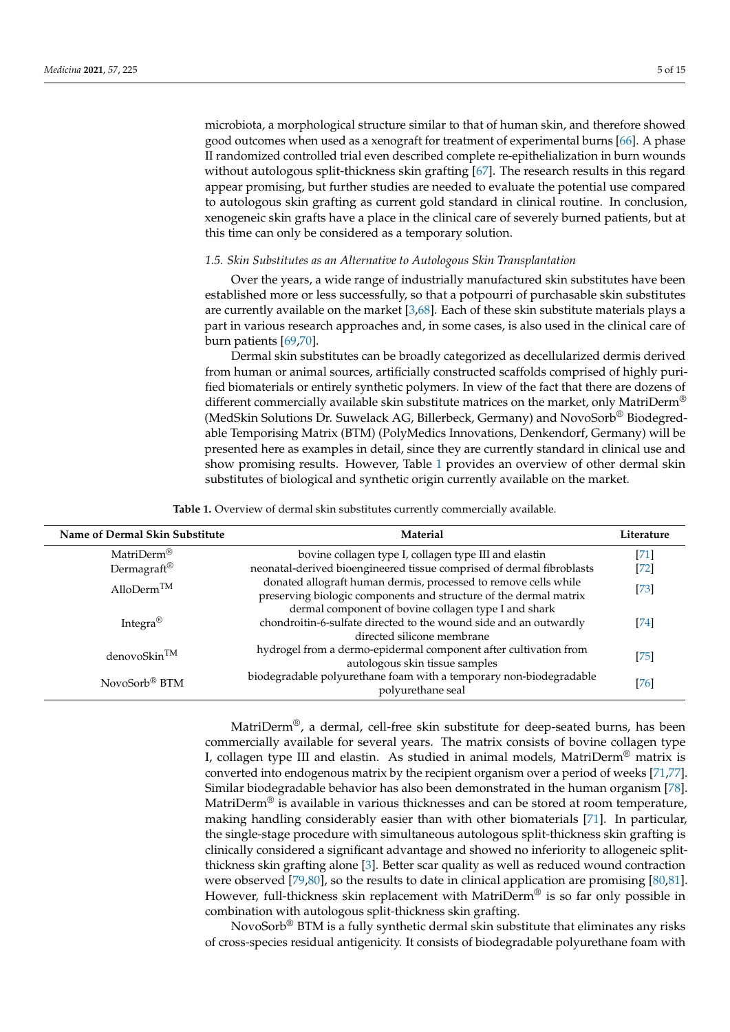microbiota, a morphological structure similar to that of human skin, and therefore showed good outcomes when used as a xenograft for treatment of experimental burns [66]. A phase II randomized controlled trial even described complete re-epithelialization in burn wounds without autologous split-thickness skin grafting [67]. The research results in this regard appear promising, but further studies are needed to evaluate the potential use compared to autologous skin grafting as current gold standard in clinical routine. In conclusion, xenogeneic skin grafts have a place in the clinical care of severely burned patients, but at this time can only be considered as a temporary solution.

### *1.5. Skin Substitutes as an Alternative to Autologous Skin Transplantation*

Over the years, a wide range of industrially manufactured skin substitutes have been established more or less successfully, so that a potpourri of purchasable skin substitutes are currently available on the market [3,68]. Each of these skin substitute materials plays a part in various research approaches and, in some cases, is also used in the clinical care of burn patients [69,70].

Dermal skin substitutes can be broadly categorized as decellularized dermis derived from human or animal sources, artificially constructed scaffolds comprised of highly purified biomaterials or entirely synthetic polymers. In view of the fact that there are dozens of different commercially available skin substitute matrices on the market, only MatriDerm® (MedSkin Solutions Dr. Suwelack AG, Billerbeck, Germany) and NovoSorb® Biodegredable Temporising Matrix (BTM) (PolyMedics Innovations, Denkendorf, Germany) will be presented here as examples in detail, since they are currently standard in clinical use and show promising results. However, Table 1 provides an overview of other dermal skin substitutes of biological and synthetic origin currently available on the market.

**Table 1.** Overview of dermal skin substitutes currently commercially available.

| Name of Dermal Skin Substitute | Material | Literature |
|---|---|---|
| MatriDerm® | bovine collagen type I, collagen type III and elastin | [71] |
| Dermagraft® | neonatal-derived bioengineered tissue comprised of dermal fibroblasts | [72] |
| AlloDerm™ | donated allograft human dermis, processed to remove cells while preserving biologic components and structure of the dermal matrix | [73] |
| Integra® | dermal component of bovine collagen type I and shark chondroitin-6-sulfate directed to the wound side and an outwardly directed silicone membrane | [74] |
| denovoSkin™ | hydrogel from a dermo-epidermal component after cultivation from autologous skin tissue samples | [75] |
| NovoSorb® BTM | biodegradable polyurethane foam with a temporary non-biodegradable polyurethane seal | [76] |

MatriDerm®, a dermal, cell-free skin substitute for deep-seated burns, has been commercially available for several years. The matrix consists of bovine collagen type I, collagen type III and elastin. As studied in animal models, MatriDerm® matrix is converted into endogenous matrix by the recipient organism over a period of weeks [71,77]. Similar biodegradable behavior has also been demonstrated in the human organism [78]. MatriDerm® is available in various thicknesses and can be stored at room temperature, making handling considerably easier than with other biomaterials [71]. In particular, the single-stage procedure with simultaneous autologous split-thickness skin grafting is clinically considered a significant advantage and showed no inferiority to allogeneic split-thickness skin grafting alone [3]. Better scar quality as well as reduced wound contraction were observed [79,80], so the results to date in clinical application are promising [80,81]. However, full-thickness skin replacement with MatriDerm® is so far only possible in combination with autologous split-thickness skin grafting.

NovoSorb® BTM is a fully synthetic dermal skin substitute that eliminates any risks of cross-species residual antigenicity. It consists of biodegradable polyurethane foam with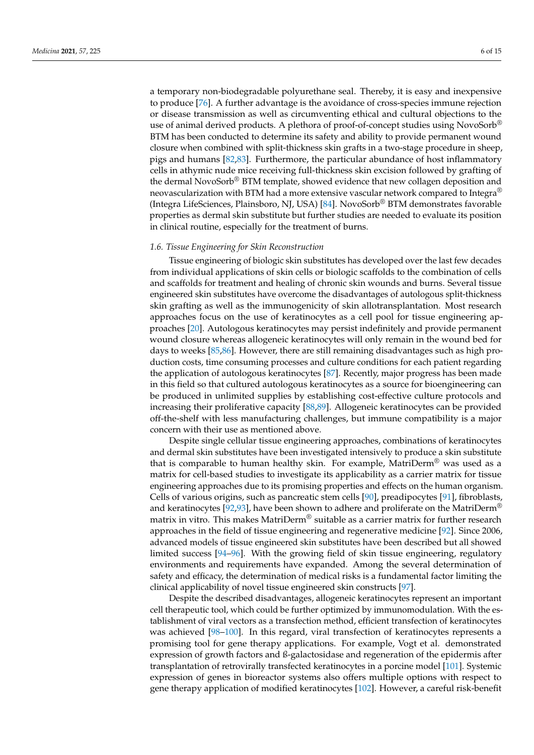a temporary non-biodegradable polyurethane seal. Thereby, it is easy and inexpensive to produce [76]. A further advantage is the avoidance of cross-species immune rejection or disease transmission as well as circumventing ethical and cultural objections to the use of animal derived products. A plethora of proof-of-concept studies using NovoSorb® BTM has been conducted to determine its safety and ability to provide permanent wound closure when combined with split-thickness skin grafts in a two-stage procedure in sheep, pigs and humans [82,83]. Furthermore, the particular abundance of host inflammatory cells in athymic nude mice receiving full-thickness skin excision followed by grafting of the dermal NovoSorb® BTM template, showed evidence that new collagen deposition and neovascularization with BTM had a more extensive vascular network compared to Integra® (Integra LifeSciences, Plainsboro, NJ, USA) [84]. NovoSorb® BTM demonstrates favorable properties as dermal skin substitute but further studies are needed to evaluate its position in clinical routine, especially for the treatment of burns.

### *1.6. Tissue Engineering for Skin Reconstruction*

Tissue engineering of biologic skin substitutes has developed over the last few decades from individual applications of skin cells or biologic scaffolds to the combination of cells and scaffolds for treatment and healing of chronic skin wounds and burns. Several tissue engineered skin substitutes have overcome the disadvantages of autologous split-thickness skin grafting as well as the immunogenicity of skin allotransplantation. Most research approaches focus on the use of keratinocytes as a cell pool for tissue engineering approaches [20]. Autologous keratinocytes may persist indefinitely and provide permanent wound closure whereas allogeneic keratinocytes will only remain in the wound bed for days to weeks [85,86]. However, there are still remaining disadvantages such as high production costs, time consuming processes and culture conditions for each patient regarding the application of autologous keratinocytes [87]. Recently, major progress has been made in this field so that cultured autologous keratinocytes as a source for bioengineering can be produced in unlimited supplies by establishing cost-effective culture protocols and increasing their proliferative capacity [88,89]. Allogeneic keratinocytes can be provided off-the-shelf with less manufacturing challenges, but immune compatibility is a major concern with their use as mentioned above.

Despite single cellular tissue engineering approaches, combinations of keratinocytes and dermal skin substitutes have been investigated intensively to produce a skin substitute that is comparable to human healthy skin. For example, MatriDerm® was used as a matrix for cell-based studies to investigate its applicability as a carrier matrix for tissue engineering approaches due to its promising properties and effects on the human organism. Cells of various origins, such as pancreatic stem cells [90], preadipocytes [91], fibroblasts, and keratinocytes [92,93], have been shown to adhere and proliferate on the MatriDerm® matrix in vitro. This makes MatriDerm® suitable as a carrier matrix for further research approaches in the field of tissue engineering and regenerative medicine [92]. Since 2006, advanced models of tissue engineered skin substitutes have been described but all showed limited success [94–96]. With the growing field of skin tissue engineering, regulatory environments and requirements have expanded. Among the several determination of safety and efficacy, the determination of medical risks is a fundamental factor limiting the clinical applicability of novel tissue engineered skin constructs [97].

Despite the described disadvantages, allogeneic keratinocytes represent an important cell therapeutic tool, which could be further optimized by immunomodulation. With the establishment of viral vectors as a transfection method, efficient transfection of keratinocytes was achieved [98–100]. In this regard, viral transfection of keratinocytes represents a promising tool for gene therapy applications. For example, Vogt et al. demonstrated expression of growth factors and ß-galactosidase and regeneration of the epidermis after transplantation of retrovirally transfected keratinocytes in a porcine model [101]. Systemic expression of genes in bioreactor systems also offers multiple options with respect to gene therapy application of modified keratinocytes [102]. However, a careful risk-benefit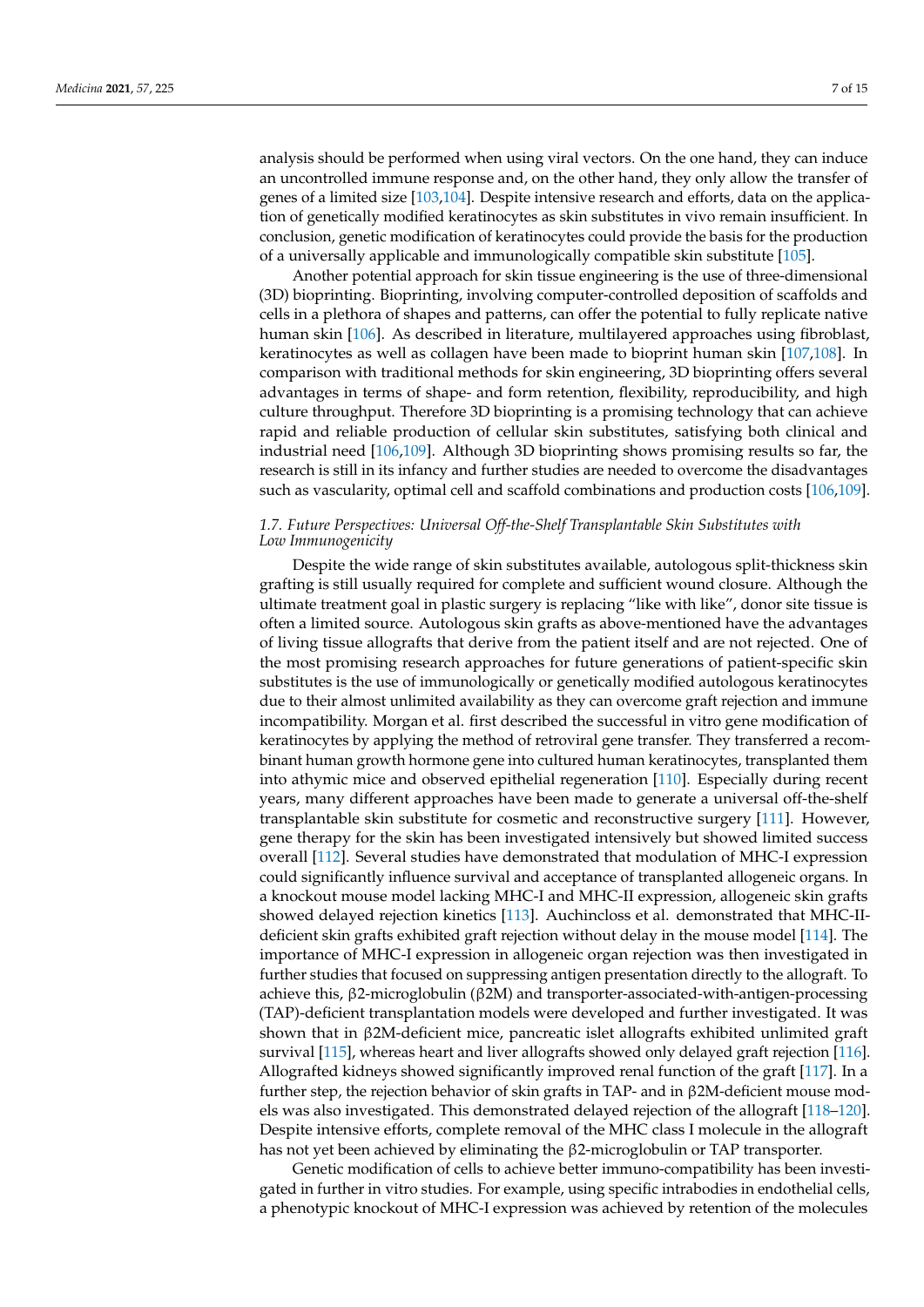analysis should be performed when using viral vectors. On the one hand, they can induce an uncontrolled immune response and, on the other hand, they only allow the transfer of genes of a limited size [103,104]. Despite intensive research and efforts, data on the application of genetically modified keratinocytes as skin substitutes in vivo remain insufficient. In conclusion, genetic modification of keratinocytes could provide the basis for the production of a universally applicable and immunologically compatible skin substitute [105].

Another potential approach for skin tissue engineering is the use of three-dimensional (3D) bioprinting. Bioprinting, involving computer-controlled deposition of scaffolds and cells in a plethora of shapes and patterns, can offer the potential to fully replicate native human skin [106]. As described in literature, multilayered approaches using fibroblast, keratinocytes as well as collagen have been made to bioprint human skin [107,108]. In comparison with traditional methods for skin engineering, 3D bioprinting offers several advantages in terms of shape- and form retention, flexibility, reproducibility, and high culture throughput. Therefore 3D bioprinting is a promising technology that can achieve rapid and reliable production of cellular skin substitutes, satisfying both clinical and industrial need [106,109]. Although 3D bioprinting shows promising results so far, the research is still in its infancy and further studies are needed to overcome the disadvantages such as vascularity, optimal cell and scaffold combinations and production costs [106,109].

### *1.7. Future Perspectives: Universal Off-the-Shelf Transplantable Skin Substitutes with Low Immunogenicity*

Despite the wide range of skin substitutes available, autologous split-thickness skin grafting is still usually required for complete and sufficient wound closure. Although the ultimate treatment goal in plastic surgery is replacing "like with like", donor site tissue is often a limited source. Autologous skin grafts as above-mentioned have the advantages of living tissue allografts that derive from the patient itself and are not rejected. One of the most promising research approaches for future generations of patient-specific skin substitutes is the use of immunologically or genetically modified autologous keratinocytes due to their almost unlimited availability as they can overcome graft rejection and immune incompatibility. Morgan et al. first described the successful in vitro gene modification of keratinocytes by applying the method of retroviral gene transfer. They transferred a recombinant human growth hormone gene into cultured human keratinocytes, transplanted them into athymic mice and observed epithelial regeneration [110]. Especially during recent years, many different approaches have been made to generate a universal off-the-shelf transplantable skin substitute for cosmetic and reconstructive surgery [111]. However, gene therapy for the skin has been investigated intensively but showed limited success overall [112]. Several studies have demonstrated that modulation of MHC-I expression could significantly influence survival and acceptance of transplanted allogeneic organs. In a knockout mouse model lacking MHC-I and MHC-II expression, allogeneic skin grafts showed delayed rejection kinetics [113]. Auchincloss et al. demonstrated that MHC-II-deficient skin grafts exhibited graft rejection without delay in the mouse model [114]. The importance of MHC-I expression in allogeneic organ rejection was then investigated in further studies that focused on suppressing antigen presentation directly to the allograft. To achieve this, β2-microglobulin (β2M) and transporter-associated-with-antigen-processing (TAP)-deficient transplantation models were developed and further investigated. It was shown that in β2M-deficient mice, pancreatic islet allografts exhibited unlimited graft survival [115], whereas heart and liver allografts showed only delayed graft rejection [116]. Allografted kidneys showed significantly improved renal function of the graft [117]. In a further step, the rejection behavior of skin grafts in TAP- and in β2M-deficient mouse models was also investigated. This demonstrated delayed rejection of the allograft [118–120]. Despite intensive efforts, complete removal of the MHC class I molecule in the allograft has not yet been achieved by eliminating the β2-microglobulin or TAP transporter.

Genetic modification of cells to achieve better immuno-compatibility has been investigated in further in vitro studies. For example, using specific intrabodies in endothelial cells, a phenotypic knockout of MHC-I expression was achieved by retention of the molecules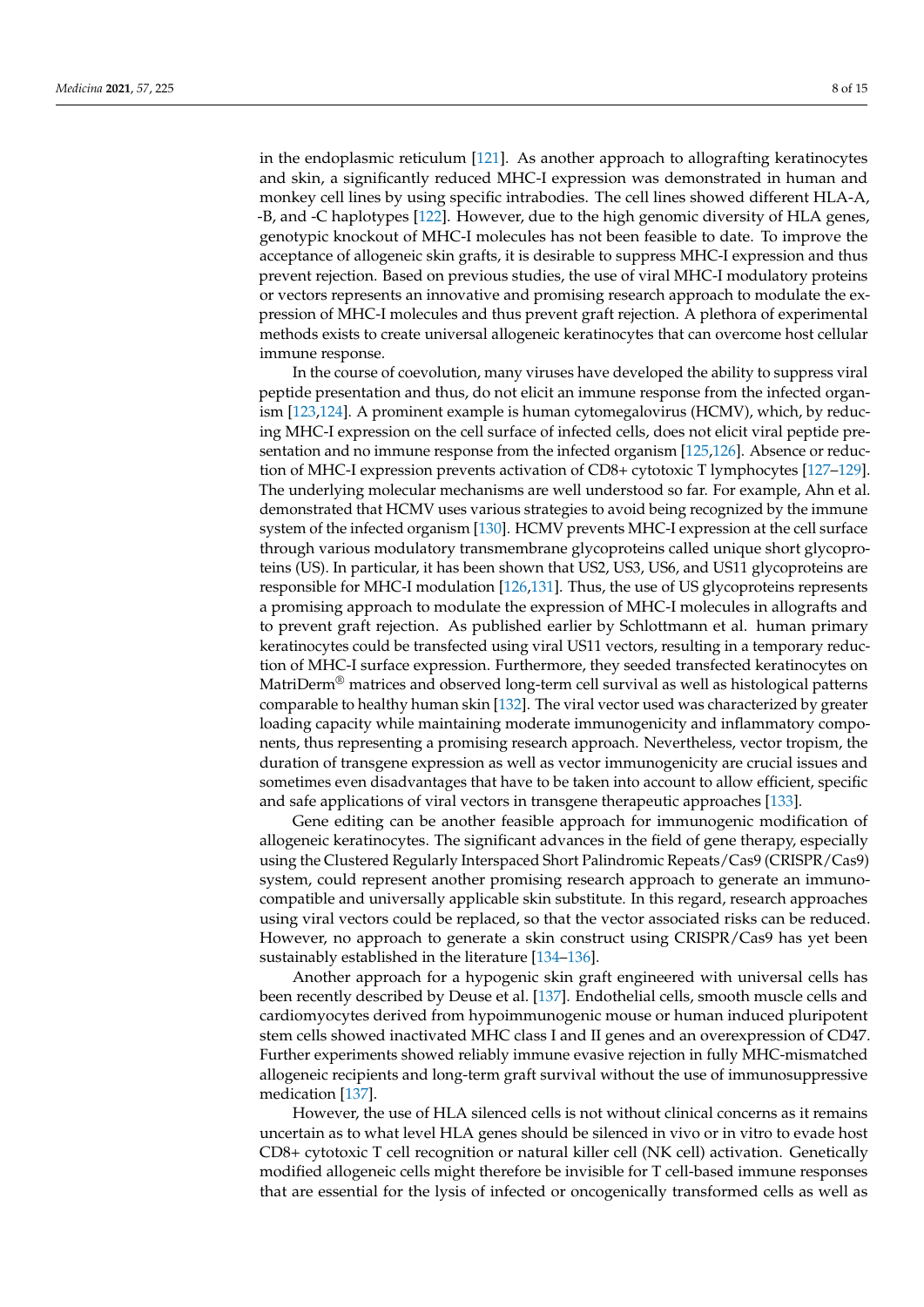in the endoplasmic reticulum [121]. As another approach to allografting keratinocytes and skin, a significantly reduced MHC-I expression was demonstrated in human and monkey cell lines by using specific intrabodies. The cell lines showed different HLA-A, -B, and -C haplotypes [122]. However, due to the high genomic diversity of HLA genes, genotypic knockout of MHC-I molecules has not been feasible to date. To improve the acceptance of allogeneic skin grafts, it is desirable to suppress MHC-I expression and thus prevent rejection. Based on previous studies, the use of viral MHC-I modulatory proteins or vectors represents an innovative and promising research approach to modulate the expression of MHC-I molecules and thus prevent graft rejection. A plethora of experimental methods exists to create universal allogeneic keratinocytes that can overcome host cellular immune response.

In the course of coevolution, many viruses have developed the ability to suppress viral peptide presentation and thus, do not elicit an immune response from the infected organism [123,124]. A prominent example is human cytomegalovirus (HCMV), which, by reducing MHC-I expression on the cell surface of infected cells, does not elicit viral peptide presentation and no immune response from the infected organism [125,126]. Absence or reduction of MHC-I expression prevents activation of CD8+ cytotoxic T lymphocytes [127–129]. The underlying molecular mechanisms are well understood so far. For example, Ahn et al. demonstrated that HCMV uses various strategies to avoid being recognized by the immune system of the infected organism [130]. HCMV prevents MHC-I expression at the cell surface through various modulatory transmembrane glycoproteins called unique short glycoproteins (US). In particular, it has been shown that US2, US3, US6, and US11 glycoproteins are responsible for MHC-I modulation [126,131]. Thus, the use of US glycoproteins represents a promising approach to modulate the expression of MHC-I molecules in allografts and to prevent graft rejection. As published earlier by Schlottmann et al. human primary keratinocytes could be transfected using viral US11 vectors, resulting in a temporary reduction of MHC-I surface expression. Furthermore, they seeded transfected keratinocytes on MatriDerm® matrices and observed long-term cell survival as well as histological patterns comparable to healthy human skin [132]. The viral vector used was characterized by greater loading capacity while maintaining moderate immunogenicity and inflammatory components, thus representing a promising research approach. Nevertheless, vector tropism, the duration of transgene expression as well as vector immunogenicity are crucial issues and sometimes even disadvantages that have to be taken into account to allow efficient, specific and safe applications of viral vectors in transgene therapeutic approaches [133].

Gene editing can be another feasible approach for immunogenic modification of allogeneic keratinocytes. The significant advances in the field of gene therapy, especially using the Clustered Regularly Interspaced Short Palindromic Repeats/Cas9 (CRISPR/Cas9) system, could represent another promising research approach to generate an immunocompatible and universally applicable skin substitute. In this regard, research approaches using viral vectors could be replaced, so that the vector associated risks can be reduced. However, no approach to generate a skin construct using CRISPR/Cas9 has yet been sustainably established in the literature [134–136].

Another approach for a hypogenic skin graft engineered with universal cells has been recently described by Deuse et al. [137]. Endothelial cells, smooth muscle cells and cardiomyocytes derived from hypoimmunogenic mouse or human induced pluripotent stem cells showed inactivated MHC class I and II genes and an overexpression of CD47. Further experiments showed reliably immune evasive rejection in fully MHC-mismatched allogeneic recipients and long-term graft survival without the use of immunosuppressive medication [137].

However, the use of HLA silenced cells is not without clinical concerns as it remains uncertain as to what level HLA genes should be silenced in vivo or in vitro to evade host CD8+ cytotoxic T cell recognition or natural killer cell (NK cell) activation. Genetically modified allogeneic cells might therefore be invisible for T cell-based immune responses that are essential for the lysis of infected or oncogenically transformed cells as well as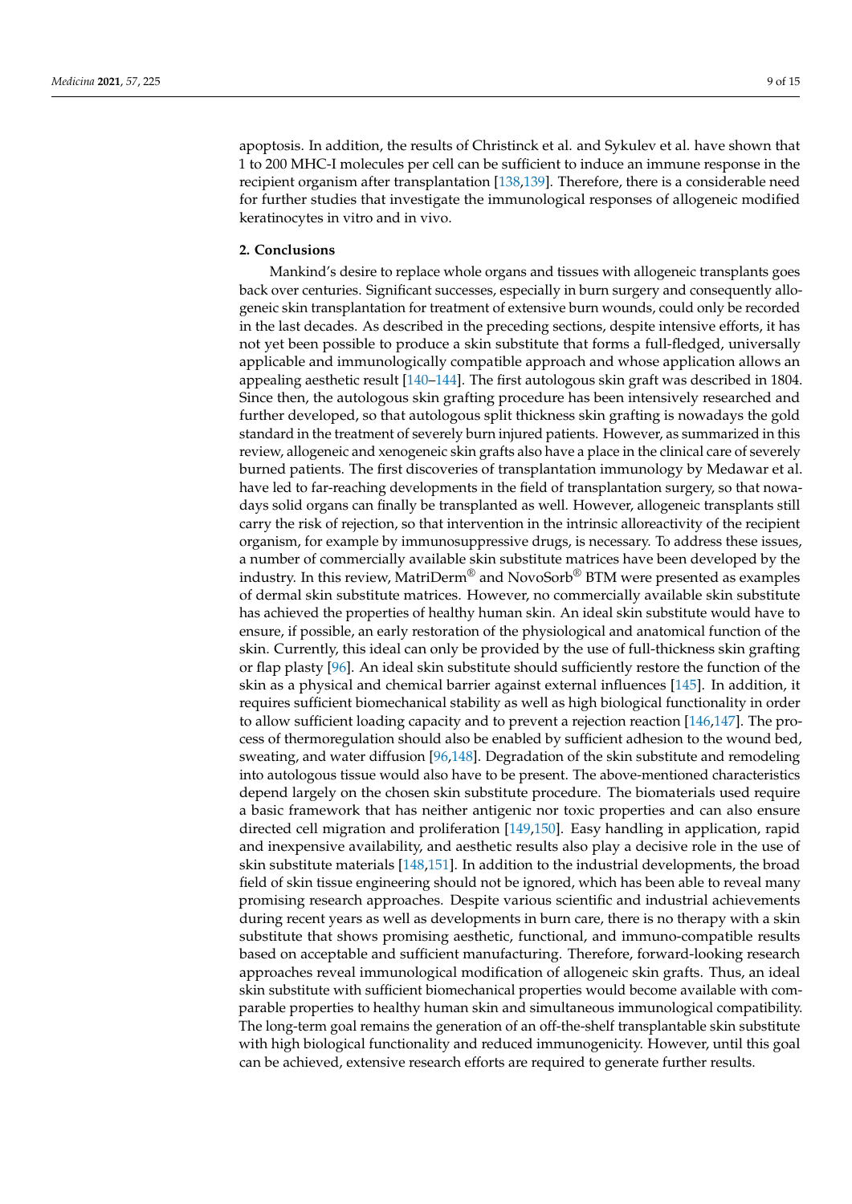apoptosis. In addition, the results of Christinck et al. and Sykulev et al. have shown that 1 to 200 MHC-I molecules per cell can be sufficient to induce an immune response in the recipient organism after transplantation [138,139]. Therefore, there is a considerable need for further studies that investigate the immunological responses of allogeneic modified keratinocytes in vitro and in vivo.

## 2. Conclusions

Mankind's desire to replace whole organs and tissues with allogeneic transplants goes back over centuries. Significant successes, especially in burn surgery and consequently allogeneic skin transplantation for treatment of extensive burn wounds, could only be recorded in the last decades. As described in the preceding sections, despite intensive efforts, it has not yet been possible to produce a skin substitute that forms a full-fledged, universally applicable and immunologically compatible approach and whose application allows an appealing aesthetic result [140–144]. The first autologous skin graft was described in 1804. Since then, the autologous skin grafting procedure has been intensively researched and further developed, so that autologous split thickness skin grafting is nowadays the gold standard in the treatment of severely burn injured patients. However, as summarized in this review, allogeneic and xenogeneic skin grafts also have a place in the clinical care of severely burned patients. The first discoveries of transplantation immunology by Medawar et al. have led to far-reaching developments in the field of transplantation surgery, so that nowadays solid organs can finally be transplanted as well. However, allogeneic transplants still carry the risk of rejection, so that intervention in the intrinsic alloreactivity of the recipient organism, for example by immunosuppressive drugs, is necessary. To address these issues, a number of commercially available skin substitute matrices have been developed by the industry. In this review, MatriDerm® and NovoSorb® BTM were presented as examples of dermal skin substitute matrices. However, no commercially available skin substitute has achieved the properties of healthy human skin. An ideal skin substitute would have to ensure, if possible, an early restoration of the physiological and anatomical function of the skin. Currently, this ideal can only be provided by the use of full-thickness skin grafting or flap plasty [96]. An ideal skin substitute should sufficiently restore the function of the skin as a physical and chemical barrier against external influences [145]. In addition, it requires sufficient biomechanical stability as well as high biological functionality in order to allow sufficient loading capacity and to prevent a rejection reaction [146,147]. The process of thermoregulation should also be enabled by sufficient adhesion to the wound bed, sweating, and water diffusion [96,148]. Degradation of the skin substitute and remodeling into autologous tissue would also have to be present. The above-mentioned characteristics depend largely on the chosen skin substitute procedure. The biomaterials used require a basic framework that has neither antigenic nor toxic properties and can also ensure directed cell migration and proliferation [149,150]. Easy handling in application, rapid and inexpensive availability, and aesthetic results also play a decisive role in the use of skin substitute materials [148,151]. In addition to the industrial developments, the broad field of skin tissue engineering should not be ignored, which has been able to reveal many promising research approaches. Despite various scientific and industrial achievements during recent years as well as developments in burn care, there is no therapy with a skin substitute that shows promising aesthetic, functional, and immuno-compatible results based on acceptable and sufficient manufacturing. Therefore, forward-looking research approaches reveal immunological modification of allogeneic skin grafts. Thus, an ideal skin substitute with sufficient biomechanical properties would become available with comparable properties to healthy human skin and simultaneous immunological compatibility. The long-term goal remains the generation of an off-the-shelf transplantable skin substitute with high biological functionality and reduced immunogenicity. However, until this goal can be achieved, extensive research efforts are required to generate further results.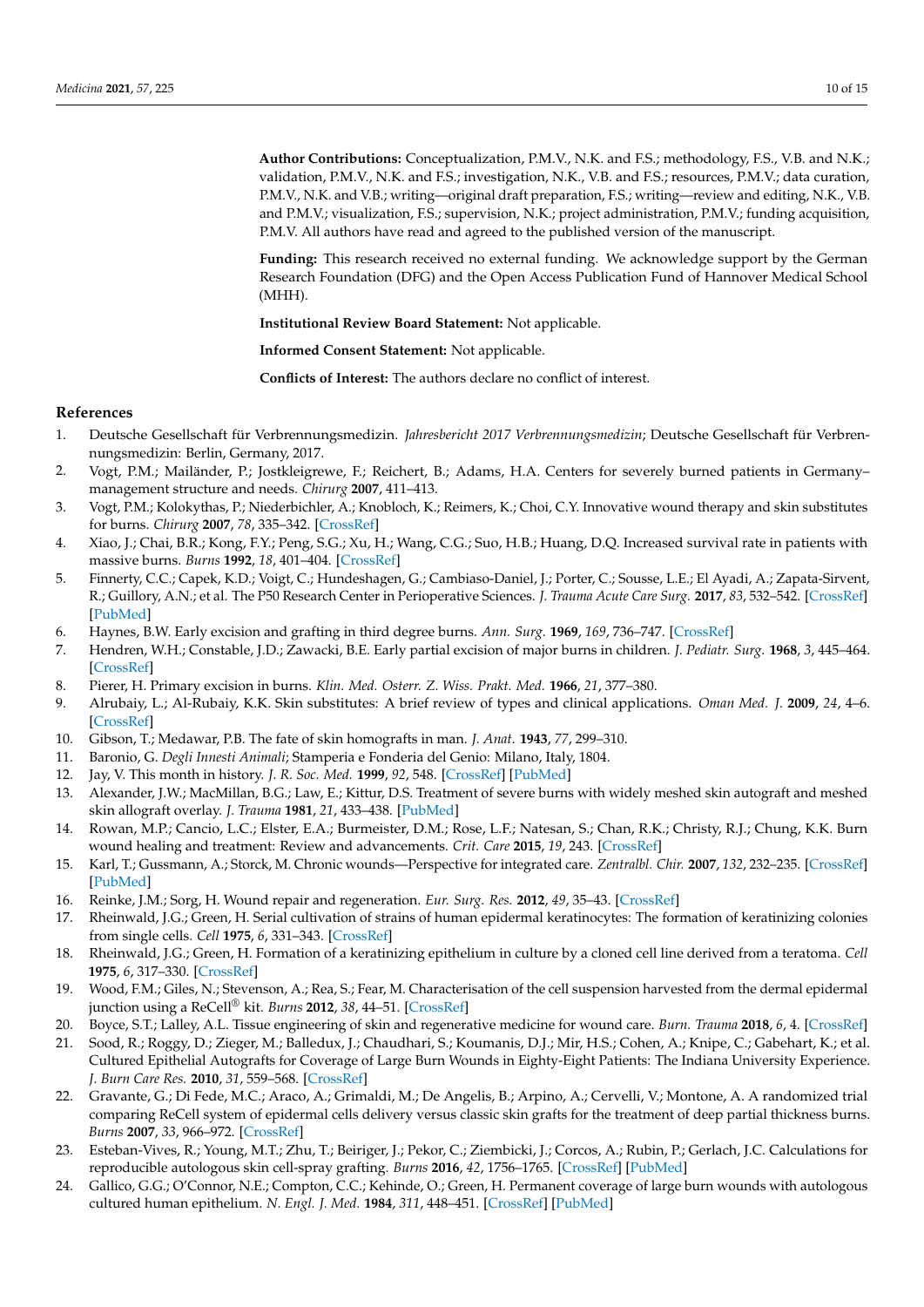**Author Contributions:** Conceptualization, P.M.V., N.K. and F.S.; methodology, F.S., V.B. and N.K.; validation, P.M.V., N.K. and F.S.; investigation, N.K., V.B. and F.S.; resources, P.M.V.; data curation, P.M.V., N.K. and V.B.; writing—original draft preparation, F.S.; writing—review and editing, N.K., V.B. and P.M.V.; visualization, F.S.; supervision, N.K.; project administration, P.M.V.; funding acquisition, P.M.V. All authors have read and agreed to the published version of the manuscript.

**Funding:** This research received no external funding. We acknowledge support by the German Research Foundation (DFG) and the Open Access Publication Fund of Hannover Medical School (MHH).

**Institutional Review Board Statement:** Not applicable.

**Informed Consent Statement:** Not applicable.

**Conflicts of Interest:** The authors declare no conflict of interest.

## References

1. Deutsche Gesellschaft für Verbrennungsmedizin. *Jahresbericht 2017 Verbrennungsmedizin*; Deutsche Gesellschaft für Verbrennungsmedizin: Berlin, Germany, 2017.
2. Vogt, P.M.; Mailänder, P.; Jostkleigrewe, F.; Reichert, B.; Adams, H.A. Centers for severely burned patients in Germany–management structure and needs. *Chirurg* **2007**, 411–413.
3. Vogt, P.M.; Kolokythas, P.; Niederbichler, A.; Knobloch, K.; Reimers, K.; Choi, C.Y. Innovative wound therapy and skin substitutes for burns. *Chirurg* **2007**, *78*, 335–342. [CrossRef]
4. Xiao, J.; Chai, B.R.; Kong, F.Y.; Peng, S.G.; Xu, H.; Wang, C.G.; Suo, H.B.; Huang, D.Q. Increased survival rate in patients with massive burns. *Burns* **1992**, *18*, 401–404. [CrossRef]
5. Finnerty, C.C.; Capek, K.D.; Voigt, C.; Hundeshagen, G.; Cambiaso-Daniel, J.; Porter, C.; Sousse, L.E.; El Ayadi, A.; Zapata-Sirvent, R.; Guillory, A.N.; et al. The P50 Research Center in Perioperative Sciences. *J. Trauma Acute Care Surg.* **2017**, *83*, 532–542. [CrossRef] [PubMed]
6. Haynes, B.W. Early excision and grafting in third degree burns. *Ann. Surg.* **1969**, *169*, 736–747. [CrossRef]
7. Hendren, W.H.; Constable, J.D.; Zawacki, B.E. Early partial excision of major burns in children. *J. Pediatr. Surg.* **1968**, *3*, 445–464. [CrossRef]
8. Pierer, H. Primary excision in burns. *Klin. Med. Osterr. Z. Wiss. Prakt. Med.* **1966**, *21*, 377–380.
9. Alrubaiy, L.; Al-Rubaiy, K.K. Skin substitutes: A brief review of types and clinical applications. *Oman Med. J.* **2009**, *24*, 4–6. [CrossRef]
10. Gibson, T.; Medawar, P.B. The fate of skin homografts in man. *J. Anat.* **1943**, *77*, 299–310.
11. Baronio, G. *Degli Innesti Animali*; Stamperia e Fonderia del Genio: Milano, Italy, 1804.
12. Jay, V. This month in history. *J. R. Soc. Med.* **1999**, *92*, 548. [CrossRef] [PubMed]
13. Alexander, J.W.; MacMillan, B.G.; Law, E.; Kittur, D.S. Treatment of severe burns with widely meshed skin autograft and meshed skin allograft overlay. *J. Trauma* **1981**, *21*, 433–438. [PubMed]
14. Rowan, M.P.; Cancio, L.C.; Elster, E.A.; Burmeister, D.M.; Rose, L.F.; Natesan, S.; Chan, R.K.; Christy, R.J.; Chung, K.K. Burn wound healing and treatment: Review and advancements. *Crit. Care* **2015**, *19*, 243. [CrossRef]
15. Karl, T.; Gussmann, A.; Storck, M. Chronic wounds—Perspective for integrated care. *Zentralbl. Chir.* **2007**, *132*, 232–235. [CrossRef] [PubMed]
16. Reinke, J.M.; Sorg, H. Wound repair and regeneration. *Eur. Surg. Res.* **2012**, *49*, 35–43. [CrossRef]
17. Rheinwald, J.G.; Green, H. Serial cultivation of strains of human epidermal keratinocytes: The formation of keratinizing colonies from single cells. *Cell* **1975**, *6*, 331–343. [CrossRef]
18. Rheinwald, J.G.; Green, H. Formation of a keratinizing epithelium in culture by a cloned cell line derived from a teratoma. *Cell* **1975**, *6*, 317–330. [CrossRef]
19. Wood, F.M.; Giles, N.; Stevenson, A.; Rea, S.; Fear, M. Characterisation of the cell suspension harvested from the dermal epidermal junction using a ReCell® kit. *Burns* **2012**, *38*, 44–51. [CrossRef]
20. Boyce, S.T.; Lalley, A.L. Tissue engineering of skin and regenerative medicine for wound care. *Burn. Trauma* **2018**, *6*, 4. [CrossRef]
21. Sood, R.; Roggy, D.; Zieger, M.; Balledux, J.; Chaudhari, S.; Koumanis, D.J.; Mir, H.S.; Cohen, A.; Knipe, C.; Gabehart, K.; et al. Cultured Epithelial Autografts for Coverage of Large Burn Wounds in Eighty-Eight Patients: The Indiana University Experience. *J. Burn Care Res.* **2010**, *31*, 559–568. [CrossRef]
22. Gravante, G.; Di Fede, M.C.; Araco, A.; Grimaldi, M.; De Angelis, B.; Arpino, A.; Cervelli, V.; Montone, A. A randomized trial comparing ReCell system of epidermal cells delivery versus classic skin grafts for the treatment of deep partial thickness burns. *Burns* **2007**, *33*, 966–972. [CrossRef]
23. Esteban-Vives, R.; Young, M.T.; Zhu, T.; Beiriger, J.; Pekor, C.; Ziembicki, J.; Corcos, A.; Rubin, P.; Gerlach, J.C. Calculations for reproducible autologous skin cell-spray grafting. *Burns* **2016**, *42*, 1756–1765. [CrossRef] [PubMed]
24. Gallico, G.G.; O'Connor, N.E.; Compton, C.C.; Kehinde, O.; Green, H. Permanent coverage of large burn wounds with autologous cultured human epithelium. *N. Engl. J. Med.* **1984**, *311*, 448–451. [CrossRef] [PubMed]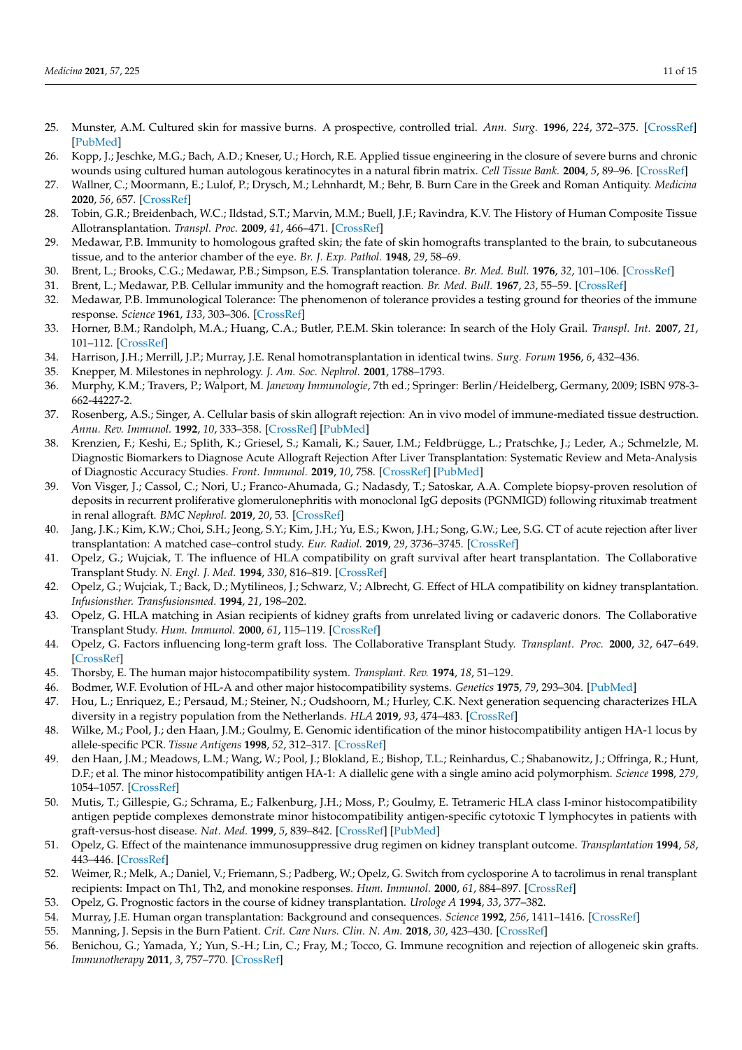25. Munster, A.M. Cultured skin for massive burns. A prospective, controlled trial. *Ann. Surg.* **1996**, *224*, 372–375. [CrossRef] [PubMed]
26. Kopp, J.; Jeschke, M.G.; Bach, A.D.; Kneser, U.; Horch, R.E. Applied tissue engineering in the closure of severe burns and chronic wounds using cultured human autologous keratinocytes in a natural fibrin matrix. *Cell Tissue Bank.* **2004**, *5*, 89–96. [CrossRef]
27. Wallner, C.; Moormann, E.; Lulof, P.; Drysch, M.; Lehnhardt, M.; Behr, B. Burn Care in the Greek and Roman Antiquity. *Medicina* **2020**, *56*, 657. [CrossRef]
28. Tobin, G.R.; Breidenbach, W.C.; Ildstad, S.T.; Marvin, M.M.; Buell, J.F.; Ravindra, K.V. The History of Human Composite Tissue Allotransplantation. *Transpl. Proc.* **2009**, *41*, 466–471. [CrossRef]
29. Medawar, P.B. Immunity to homologous grafted skin; the fate of skin homografts transplanted to the brain, to subcutaneous tissue, and to the anterior chamber of the eye. *Br. J. Exp. Pathol.* **1948**, *29*, 58–69.
30. Brent, L.; Brooks, C.G.; Medawar, P.B.; Simpson, E.S. Transplantation tolerance. *Br. Med. Bull.* **1976**, *32*, 101–106. [CrossRef]
31. Brent, L.; Medawar, P.B. Cellular immunity and the homograft reaction. *Br. Med. Bull.* **1967**, *23*, 55–59. [CrossRef]
32. Medawar, P.B. Immunological Tolerance: The phenomenon of tolerance provides a testing ground for theories of the immune response. *Science* **1961**, *133*, 303–306. [CrossRef]
33. Horner, B.M.; Randolph, M.A.; Huang, C.A.; Butler, P.E.M. Skin tolerance: In search of the Holy Grail. *Transpl. Int.* **2007**, *21*, 101–112. [CrossRef]
34. Harrison, J.H.; Merrill, J.P.; Murray, J.E. Renal homotransplantation in identical twins. *Surg. Forum* **1956**, *6*, 432–436.
35. Knepper, M. Milestones in nephrology. *J. Am. Soc. Nephrol.* **2001**, 1788–1793.
36. Murphy, K.M.; Travers, P.; Walport, M. *Janeway Immunologie*, 7th ed.; Springer: Berlin/Heidelberg, Germany, 2009; ISBN 978-3-662-44227-2.
37. Rosenberg, A.S.; Singer, A. Cellular basis of skin allograft rejection: An in vivo model of immune-mediated tissue destruction. *Annu. Rev. Immunol.* **1992**, *10*, 333–358. [CrossRef] [PubMed]
38. Krenzien, F.; Keshi, E.; Splith, K.; Griesel, S.; Kamali, K.; Sauer, I.M.; Feldbrügge, L.; Pratschke, J.; Leder, A.; Schmelzle, M. Diagnostic Biomarkers to Diagnose Acute Allograft Rejection After Liver Transplantation: Systematic Review and Meta-Analysis of Diagnostic Accuracy Studies. *Front. Immunol.* **2019**, *10*, 758. [CrossRef] [PubMed]
39. Von Visger, J.; Cassol, C.; Nori, U.; Franco-Ahumada, G.; Nadasdy, T.; Satoskar, A.A. Complete biopsy-proven resolution of deposits in recurrent proliferative glomerulonephritis with monoclonal IgG deposits (PGNMIGD) following rituximab treatment in renal allograft. *BMC Nephrol.* **2019**, *20*, 53. [CrossRef]
40. Jang, J.K.; Kim, K.W.; Choi, S.H.; Jeong, S.Y.; Kim, J.H.; Yu, E.S.; Kwon, J.H.; Song, G.W.; Lee, S.G. CT of acute rejection after liver transplantation: A matched case–control study. *Eur. Radiol.* **2019**, *29*, 3736–3745. [CrossRef]
41. Opelz, G.; Wujciak, T. The influence of HLA compatibility on graft survival after heart transplantation. The Collaborative Transplant Study. *N. Engl. J. Med.* **1994**, *330*, 816–819. [CrossRef]
42. Opelz, G.; Wujciak, T.; Back, D.; Mytilineos, J.; Schwarz, V.; Albrecht, G. Effect of HLA compatibility on kidney transplantation. *Infusionsther. Transfusionsmed.* **1994**, *21*, 198–202.
43. Opelz, G. HLA matching in Asian recipients of kidney grafts from unrelated living or cadaveric donors. The Collaborative Transplant Study. *Hum. Immunol.* **2000**, *61*, 115–119. [CrossRef]
44. Opelz, G. Factors influencing long-term graft loss. The Collaborative Transplant Study. *Transplant. Proc.* **2000**, *32*, 647–649. [CrossRef]
45. Thorsby, E. The human major histocompatibility system. *Transplant. Rev.* **1974**, *18*, 51–129.
46. Bodmer, W.F. Evolution of HL-A and other major histocompatibility systems. *Genetics* **1975**, *79*, 293–304. [PubMed]
47. Hou, L.; Enriquez, E.; Persaud, M.; Steiner, N.; Oudshoorn, M.; Hurley, C.K. Next generation sequencing characterizes HLA diversity in a registry population from the Netherlands. *HLA* **2019**, *93*, 474–483. [CrossRef]
48. Wilke, M.; Pool, J.; den Haan, J.M.; Goulmy, E. Genomic identification of the minor histocompatibility antigen HA-1 locus by allele-specific PCR. *Tissue Antigens* **1998**, *52*, 312–317. [CrossRef]
49. den Haan, J.M.; Meadows, L.M.; Wang, W.; Pool, J.; Blokland, E.; Bishop, T.L.; Reinhardus, C.; Shabanowitz, J.; Offringa, R.; Hunt, D.F.; et al. The minor histocompatibility antigen HA-1: A diallelic gene with a single amino acid polymorphism. *Science* **1998**, *279*, 1054–1057. [CrossRef]
50. Mutis, T.; Gillespie, G.; Schrama, E.; Falkenburg, J.H.; Moss, P.; Goulmy, E. Tetrameric HLA class I-minor histocompatibility antigen peptide complexes demonstrate minor histocompatibility antigen-specific cytotoxic T lymphocytes in patients with graft-versus-host disease. *Nat. Med.* **1999**, *5*, 839–842. [CrossRef] [PubMed]
51. Opelz, G. Effect of the maintenance immunosuppressive drug regimen on kidney transplant outcome. *Transplantation* **1994**, *58*, 443–446. [CrossRef]
52. Weimer, R.; Melk, A.; Daniel, V.; Friemann, S.; Padberg, W.; Opelz, G. Switch from cyclosporine A to tacrolimus in renal transplant recipients: Impact on Th1, Th2, and monokine responses. *Hum. Immunol.* **2000**, *61*, 884–897. [CrossRef]
53. Opelz, G. Prognostic factors in the course of kidney transplantation. *Urologe A* **1994**, *33*, 377–382.
54. Murray, J.E. Human organ transplantation: Background and consequences. *Science* **1992**, *256*, 1411–1416. [CrossRef]
55. Manning, J. Sepsis in the Burn Patient. *Crit. Care Nurs. Clin. N. Am.* **2018**, *30*, 423–430. [CrossRef]
56. Benichou, G.; Yamada, Y.; Yun, S.-H.; Lin, C.; Fray, M.; Tocco, G. Immune recognition and rejection of allogeneic skin grafts. *Immunotherapy* **2011**, *3*, 757–770. [CrossRef]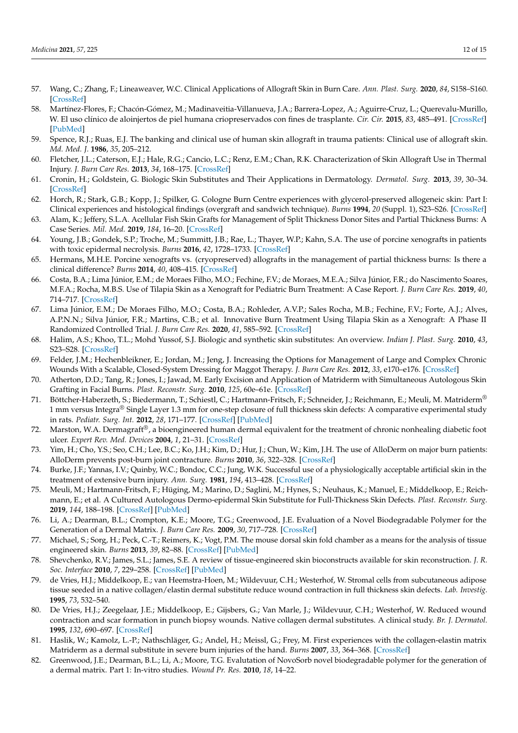57. Wang, C.; Zhang, F.; Lineaweaver, W.C. Clinical Applications of Allograft Skin in Burn Care. *Ann. Plast. Surg.* **2020**, *84*, S158–S160. [CrossRef]
58. Martínez-Flores, F.; Chacón-Gómez, M.; Madinaveitia-Villanueva, J.A.; Barrera-Lopez, A.; Aguirre-Cruz, L.; Querevalu-Murillo, W. El uso clínico de aloinjertos de piel humana criopreservados con fines de trasplante. *Cir. Cir.* **2015**, *83*, 485–491. [CrossRef] [PubMed]
59. Spence, R.J.; Ruas, E.J. The banking and clinical use of human skin allograft in trauma patients: Clinical use of allograft skin. *Md. Med. J.* **1986**, *35*, 205–212.
60. Fletcher, J.L.; Caterson, E.J.; Hale, R.G.; Cancio, L.C.; Renz, E.M.; Chan, R.K. Characterization of Skin Allograft Use in Thermal Injury. *J. Burn Care Res.* **2013**, *34*, 168–175. [CrossRef]
61. Cronin, H.; Goldstein, G. Biologic Skin Substitutes and Their Applications in Dermatology. *Dermatol. Surg.* **2013**, *39*, 30–34. [CrossRef]
62. Horch, R.; Stark, G.B.; Kopp, J.; Spilker, G. Cologne Burn Centre experiences with glycerol-preserved allogeneic skin: Part I: Clinical experiences and histological findings (overgraft and sandwich technique). *Burns* **1994**, *20* (Suppl. 1), S23–S26. [CrossRef]
63. Alam, K.; Jeffery, S.L.A. Acellular Fish Skin Grafts for Management of Split Thickness Donor Sites and Partial Thickness Burns: A Case Series. *Mil. Med.* **2019**, *184*, 16–20. [CrossRef]
64. Young, J.B.; Gondek, S.P.; Troche, M.; Summitt, J.B.; Rae, L.; Thayer, W.P.; Kahn, S.A. The use of porcine xenografts in patients with toxic epidermal necrolysis. *Burns* **2016**, *42*, 1728–1733. [CrossRef]
65. Hermans, M.H.E. Porcine xenografts vs. (cryopreserved) allografts in the management of partial thickness burns: Is there a clinical difference? *Burns* **2014**, *40*, 408–415. [CrossRef]
66. Costa, B.A.; Lima Júnior, E.M.; de Moraes Filho, M.O.; Fechine, F.V.; de Moraes, M.E.A.; Silva Júnior, F.R.; do Nascimento Soares, M.F.A.; Rocha, M.B.S. Use of Tilapia Skin as a Xenograft for Pediatric Burn Treatment: A Case Report. *J. Burn Care Res.* **2019**, *40*, 714–717. [CrossRef]
67. Lima Júnior, E.M.; De Moraes Filho, M.O.; Costa, B.A.; Rohleder, A.V.P.; Sales Rocha, M.B.; Fechine, F.V.; Forte, A.J.; Alves, A.P.N.N.; Silva Júnior, F.R.; Martins, C.B.; et al. Innovative Burn Treatment Using Tilapia Skin as a Xenograft: A Phase II Randomized Controlled Trial. *J. Burn Care Res.* **2020**, *41*, 585–592. [CrossRef]
68. Halim, A.S.; Khoo, T.L.; Mohd Yussof, S.J. Biologic and synthetic skin substitutes: An overview. *Indian J. Plast. Surg.* **2010**, *43*, S23–S28. [CrossRef]
69. Felder, J.M.; Hechenbleikner, E.; Jordan, M.; Jeng, J. Increasing the Options for Management of Large and Complex Chronic Wounds With a Scalable, Closed-System Dressing for Maggot Therapy. *J. Burn Care Res.* **2012**, *33*, e170–e176. [CrossRef]
70. Atherton, D.D.; Tang, R.; Jones, I.; Jawad, M. Early Excision and Application of Matriderm with Simultaneous Autologous Skin Grafting in Facial Burns. *Plast. Reconstr. Surg.* **2010**, *125*, 60e–61e. [CrossRef]
71. Böttcher-Haberzeth, S.; Biedermann, T.; Schiestl, C.; Hartmann-Fritsch, F.; Schneider, J.; Reichmann, E.; Meuli, M. Matriderm® 1 mm versus Integra® Single Layer 1.3 mm for one-step closure of full thickness skin defects: A comparative experimental study in rats. *Pediatr. Surg. Int.* **2012**, *28*, 171–177. [CrossRef] [PubMed]
72. Marston, W.A. Dermagraft®, a bioengineered human dermal equivalent for the treatment of chronic nonhealing diabetic foot ulcer. *Expert Rev. Med. Devices* **2004**, *1*, 21–31. [CrossRef]
73. Yim, H.; Cho, Y.S.; Seo, C.H.; Lee, B.C.; Ko, J.H.; Kim, D.; Hur, J.; Chun, W.; Kim, J.H. The use of AlloDerm on major burn patients: AlloDerm prevents post-burn joint contracture. *Burns* **2010**, *36*, 322–328. [CrossRef]
74. Burke, J.F.; Yannas, I.V.; Quinby, W.C.; Bondoc, C.C.; Jung, W.K. Successful use of a physiologically acceptable artificial skin in the treatment of extensive burn injury. *Ann. Surg.* **1981**, *194*, 413–428. [CrossRef]
75. Meuli, M.; Hartmann-Fritsch, F.; Hüging, M.; Marino, D.; Saglini, M.; Hynes, S.; Neuhaus, K.; Manuel, E.; Middelkoop, E.; Reichmann, E.; et al. A Cultured Autologous Dermo-epidermal Skin Substitute for Full-Thickness Skin Defects. *Plast. Reconstr. Surg.* **2019**, *144*, 188–198. [CrossRef] [PubMed]
76. Li, A.; Dearman, B.L.; Crompton, K.E.; Moore, T.G.; Greenwood, J.E. Evaluation of a Novel Biodegradable Polymer for the Generation of a Dermal Matrix. *J. Burn Care Res.* **2009**, *30*, 717–728. [CrossRef]
77. Michael, S.; Sorg, H.; Peck, C.-T.; Reimers, K.; Vogt, P.M. The mouse dorsal skin fold chamber as a means for the analysis of tissue engineered skin. *Burns* **2013**, *39*, 82–88. [CrossRef] [PubMed]
78. Shevchenko, R.V.; James, S.L.; James, S.E. A review of tissue-engineered skin bioconstructs available for skin reconstruction. *J. R. Soc. Interface* **2010**, *7*, 229–258. [CrossRef] [PubMed]
79. de Vries, H.J.; Middelkoop, E.; van Heemstra-Hoen, M.; Wildevuur, C.H.; Westerhof, W. Stromal cells from subcutaneous adipose tissue seeded in a native collagen/elastin dermal substitute reduce wound contraction in full thickness skin defects. *Lab. Investig.* **1995**, *73*, 532–540.
80. De Vries, H.J.; Zeegelaar, J.E.; Middelkoop, E.; Gijsbers, G.; Van Marle, J.; Wildevuur, C.H.; Westerhof, W. Reduced wound contraction and scar formation in punch biopsy wounds. Native collagen dermal substitutes. A clinical study. *Br. J. Dermatol.* **1995**, *132*, 690–697. [CrossRef]
81. Haslik, W.; Kamolz, L.-P.; Nathschläger, G.; Andel, H.; Meissl, G.; Frey, M. First experiences with the collagen-elastin matrix Matriderm as a dermal substitute in severe burn injuries of the hand. *Burns* **2007**, *33*, 364–368. [CrossRef]
82. Greenwood, J.E.; Dearman, B.L.; Li, A.; Moore, T.G. Evaluation of NovoSorb novel biodegradable polymer for the generation of a dermal matrix. Part 1: In-vitro studies. *Wound Pr. Res.* **2010**, *18*, 14–22.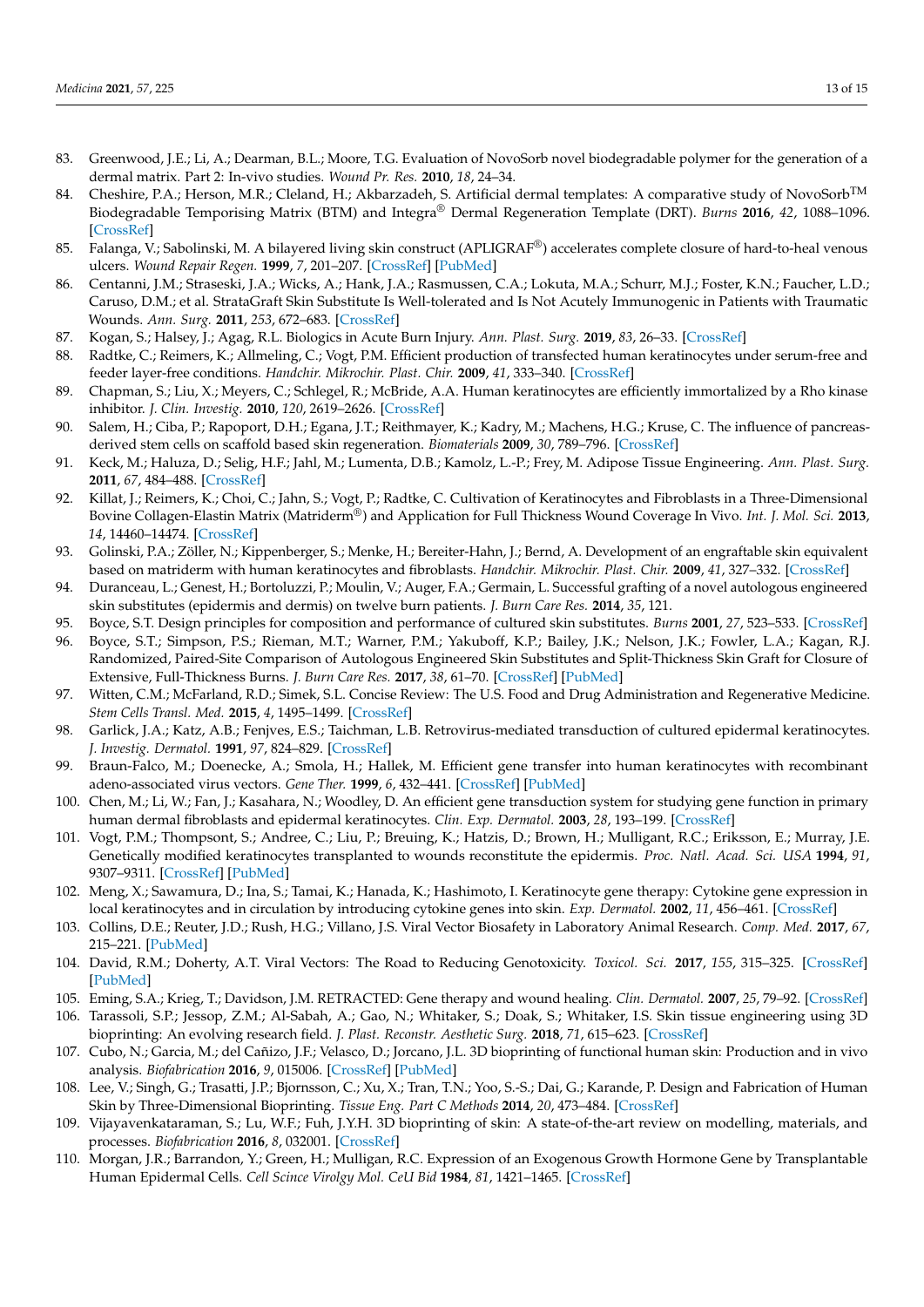83. Greenwood, J.E.; Li, A.; Dearman, B.L.; Moore, T.G. Evaluation of NovoSorb novel biodegradable polymer for the generation of a dermal matrix. Part 2: In-vivo studies. *Wound Pr. Res.* **2010**, *18*, 24–34.
84. Cheshire, P.A.; Herson, M.R.; Cleland, H.; Akbarzadeh, S. Artificial dermal templates: A comparative study of NovoSorb™ Biodegradable Temporising Matrix (BTM) and Integra® Dermal Regeneration Template (DRT). *Burns* **2016**, *42*, 1088–1096. [CrossRef]
85. Falanga, V.; Sabolinski, M. A bilayered living skin construct (APLIGRAF®) accelerates complete closure of hard-to-heal venous ulcers. *Wound Repair Regen.* **1999**, *7*, 201–207. [CrossRef] [PubMed]
86. Centanni, J.M.; Straseski, J.A.; Wicks, A.; Hank, J.A.; Rasmussen, C.A.; Lokuta, M.A.; Schurr, M.J.; Foster, K.N.; Faucher, L.D.; Caruso, D.M.; et al. StrataGraft Skin Substitute Is Well-tolerated and Is Not Acutely Immunogenic in Patients with Traumatic Wounds. *Ann. Surg.* **2011**, *253*, 672–683. [CrossRef]
87. Kogan, S.; Halsey, J.; Agag, R.L. Biologics in Acute Burn Injury. *Ann. Plast. Surg.* **2019**, *83*, 26–33. [CrossRef]
88. Radtke, C.; Reimers, K.; Allmeling, C.; Vogt, P.M. Efficient production of transfected human keratinocytes under serum-free and feeder layer-free conditions. *Handchir. Mikrochir. Plast. Chir.* **2009**, *41*, 333–340. [CrossRef]
89. Chapman, S.; Liu, X.; Meyers, C.; Schlegel, R.; McBride, A.A. Human keratinocytes are efficiently immortalized by a Rho kinase inhibitor. *J. Clin. Investig.* **2010**, *120*, 2619–2626. [CrossRef]
90. Salem, H.; Ciba, P.; Rapoport, D.H.; Egana, J.T.; Reithmayer, K.; Kadry, M.; Machens, H.G.; Kruse, C. The influence of pancreas-derived stem cells on scaffold based skin regeneration. *Biomaterials* **2009**, *30*, 789–796. [CrossRef]
91. Keck, M.; Haluza, D.; Selig, H.F.; Jahl, M.; Lumenta, D.B.; Kamolz, L.-P.; Frey, M. Adipose Tissue Engineering. *Ann. Plast. Surg.* **2011**, *67*, 484–488. [CrossRef]
92. Killat, J.; Reimers, K.; Choi, C.; Jahn, S.; Vogt, P.; Radtke, C. Cultivation of Keratinocytes and Fibroblasts in a Three-Dimensional Bovine Collagen-Elastin Matrix (Matriderm®) and Application for Full Thickness Wound Coverage In Vivo. *Int. J. Mol. Sci.* **2013**, *14*, 14460–14474. [CrossRef]
93. Golinski, P.A.; Zöller, N.; Kippenberger, S.; Menke, H.; Bereiter-Hahn, J.; Bernd, A. Development of an engraftable skin equivalent based on matriderm with human keratinocytes and fibroblasts. *Handchir. Mikrochir. Plast. Chir.* **2009**, *41*, 327–332. [CrossRef]
94. Duranceau, L.; Genest, H.; Bortoluzzi, P.; Moulin, V.; Auger, F.A.; Germain, L. Successful grafting of a novel autologous engineered skin substitutes (epidermis and dermis) on twelve burn patients. *J. Burn Care Res.* **2014**, *35*, 121.
95. Boyce, S.T. Design principles for composition and performance of cultured skin substitutes. *Burns* **2001**, *27*, 523–533. [CrossRef]
96. Boyce, S.T.; Simpson, P.S.; Rieman, M.T.; Warner, P.M.; Yakuboff, K.P.; Bailey, J.K.; Nelson, J.K.; Fowler, L.A.; Kagan, R.J. Randomized, Paired-Site Comparison of Autologous Engineered Skin Substitutes and Split-Thickness Skin Graft for Closure of Extensive, Full-Thickness Burns. *J. Burn Care Res.* **2017**, *38*, 61–70. [CrossRef] [PubMed]
97. Witten, C.M.; McFarland, R.D.; Simek, S.L. Concise Review: The U.S. Food and Drug Administration and Regenerative Medicine. *Stem Cells Transl. Med.* **2015**, *4*, 1495–1499. [CrossRef]
98. Garlick, J.A.; Katz, A.B.; Fenjves, E.S.; Taichman, L.B. Retrovirus-mediated transduction of cultured epidermal keratinocytes. *J. Investig. Dermatol.* **1991**, *97*, 824–829. [CrossRef]
99. Braun-Falco, M.; Doenecke, A.; Smola, H.; Hallek, M. Efficient gene transfer into human keratinocytes with recombinant adeno-associated virus vectors. *Gene Ther.* **1999**, *6*, 432–441. [CrossRef] [PubMed]
100. Chen, M.; Li, W.; Fan, J.; Kasahara, N.; Woodley, D. An efficient gene transduction system for studying gene function in primary human dermal fibroblasts and epidermal keratinocytes. *Clin. Exp. Dermatol.* **2003**, *28*, 193–199. [CrossRef]
101. Vogt, P.M.; Thompsont, S.; Andree, C.; Liu, P.; Breuing, K.; Hatzis, D.; Brown, H.; Mulligant, R.C.; Eriksson, E.; Murray, J.E. Genetically modified keratinocytes transplanted to wounds reconstitute the epidermis. *Proc. Natl. Acad. Sci. USA* **1994**, *91*, 9307–9311. [CrossRef] [PubMed]
102. Meng, X.; Sawamura, D.; Ina, S.; Tamai, K.; Hanada, K.; Hashimoto, I. Keratinocyte gene therapy: Cytokine gene expression in local keratinocytes and in circulation by introducing cytokine genes into skin. *Exp. Dermatol.* **2002**, *11*, 456–461. [CrossRef]
103. Collins, D.E.; Reuter, J.D.; Rush, H.G.; Villano, J.S. Viral Vector Biosafety in Laboratory Animal Research. *Comp. Med.* **2017**, *67*, 215–221. [PubMed]
104. David, R.M.; Doherty, A.T. Viral Vectors: The Road to Reducing Genotoxicity. *Toxicol. Sci.* **2017**, *155*, 315–325. [CrossRef] [PubMed]
105. Eming, S.A.; Krieg, T.; Davidson, J.M. RETRACTED: Gene therapy and wound healing. *Clin. Dermatol.* **2007**, *25*, 79–92. [CrossRef]
106. Tarassoli, S.P.; Jessop, Z.M.; Al-Sabah, A.; Gao, N.; Whitaker, S.; Doak, S.; Whitaker, I.S. Skin tissue engineering using 3D bioprinting: An evolving research field. *J. Plast. Reconstr. Aesthetic Surg.* **2018**, *71*, 615–623. [CrossRef]
107. Cubo, N.; Garcia, M.; del Cañizo, J.F.; Velasco, D.; Jorcano, J.L. 3D bioprinting of functional human skin: Production and in vivo analysis. *Biofabrication* **2016**, *9*, 015006. [CrossRef] [PubMed]
108. Lee, V.; Singh, G.; Trasatti, J.P.; Bjornsson, C.; Xu, X.; Tran, T.N.; Yoo, S.-S.; Dai, G.; Karande, P. Design and Fabrication of Human Skin by Three-Dimensional Bioprinting. *Tissue Eng. Part C Methods* **2014**, *20*, 473–484. [CrossRef]
109. Vijayavenkataraman, S.; Lu, W.F.; Fuh, J.Y.H. 3D bioprinting of skin: A state-of-the-art review on modelling, materials, and processes. *Biofabrication* **2016**, *8*, 032001. [CrossRef]
110. Morgan, J.R.; Barrandon, Y.; Green, H.; Mulligan, R.C. Expression of an Exogenous Growth Hormone Gene by Transplantable Human Epidermal Cells. *Cell Scince Virolgy Mol. CeU Bid* **1984**, *81*, 1421–1465. [CrossRef]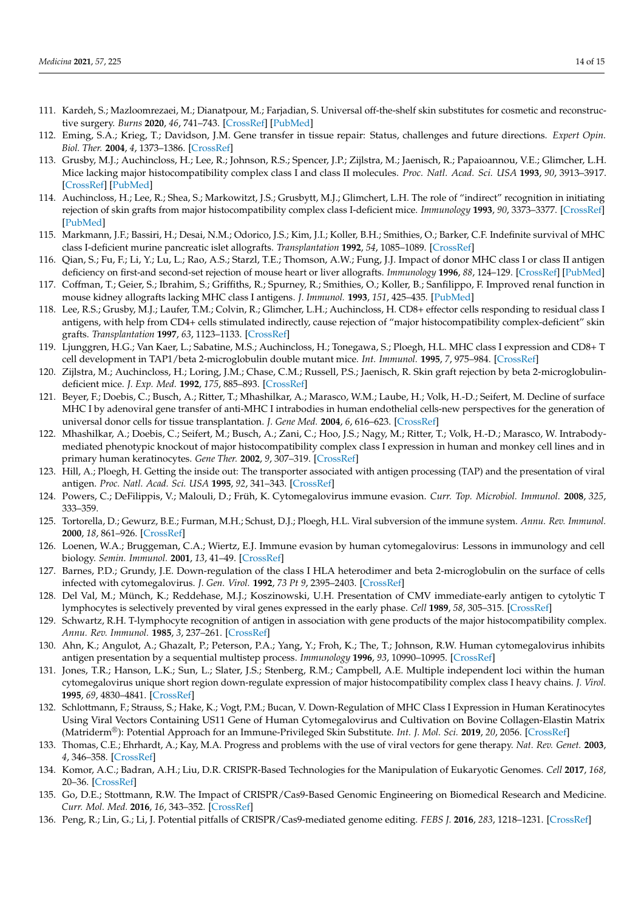111. Kardeh, S.; Mazloomrezaei, M.; Dianatpour, M.; Farjadian, S. Universal off-the-shelf skin substitutes for cosmetic and reconstructive surgery. *Burns* **2020**, *46*, 741–743. [CrossRef] [PubMed]
112. Eming, S.A.; Krieg, T.; Davidson, J.M. Gene transfer in tissue repair: Status, challenges and future directions. *Expert Opin. Biol. Ther.* **2004**, *4*, 1373–1386. [CrossRef]
113. Grusby, M.J.; Auchincloss, H.; Lee, R.; Johnson, R.S.; Spencer, J.P.; Zijlstra, M.; Jaenisch, R.; Papaioannou, V.E.; Glimcher, L.H. Mice lacking major histocompatibility complex class I and class II molecules. *Proc. Natl. Acad. Sci. USA* **1993**, *90*, 3913–3917. [CrossRef] [PubMed]
114. Auchincloss, H.; Lee, R.; Shea, S.; Markowitz, J.S.; Grusbytt, M.J.; Glimchert, L.H. The role of "indirect" recognition in initiating rejection of skin grafts from major histocompatibility complex class I-deficient mice. *Immunology* **1993**, *90*, 3373–3377. [CrossRef] [PubMed]
115. Markmann, J.F.; Bassiri, H.; Desai, N.M.; Odorico, J.S.; Kim, J.I.; Koller, B.H.; Smithies, O.; Barker, C.F. Indefinite survival of MHC class I-deficient murine pancreatic islet allografts. *Transplantation* **1992**, *54*, 1085–1089. [CrossRef]
116. Qian, S.; Fu, F.; Li, Y.; Lu, L.; Rao, A.S.; Starzl, T.E.; Thomson, A.W.; Fung, J.J. Impact of donor MHC class I or class II antigen deficiency on first-and second-set rejection of mouse heart or liver allografts. *Immunology* **1996**, *88*, 124–129. [CrossRef] [PubMed]
117. Coffman, T.; Geier, S.; Ibrahim, S.; Griffiths, R.; Spurney, R.; Smithies, O.; Koller, B.; Sanfilippo, F. Improved renal function in mouse kidney allografts lacking MHC class I antigens. *J. Immunol.* **1993**, *151*, 425–435. [PubMed]
118. Lee, R.S.; Grusby, M.J.; Laufer, T.M.; Colvin, R.; Glimcher, L.H.; Auchincloss, H. CD8+ effector cells responding to residual class I antigens, with help from CD4+ cells stimulated indirectly, cause rejection of "major histocompatibility complex-deficient" skin grafts. *Transplantation* **1997**, *63*, 1123–1133. [CrossRef]
119. Ljunggren, H.G.; Van Kaer, L.; Sabatine, M.S.; Auchincloss, H.; Tonegawa, S.; Ploegh, H.L. MHC class I expression and CD8+ T cell development in TAP1/beta 2-microglobulin double mutant mice. *Int. Immunol.* **1995**, *7*, 975–984. [CrossRef]
120. Zijlstra, M.; Auchincloss, H.; Loring, J.M.; Chase, C.M.; Russell, P.S.; Jaenisch, R. Skin graft rejection by beta 2-microglobulin-deficient mice. *J. Exp. Med.* **1992**, *175*, 885–893. [CrossRef]
121. Beyer, F.; Doebis, C.; Busch, A.; Ritter, T.; Mhashilkar, A.; Marasco, W.M.; Laube, H.; Volk, H.-D.; Seifert, M. Decline of surface MHC I by adenoviral gene transfer of anti-MHC I intrabodies in human endothelial cells-new perspectives for the generation of universal donor cells for tissue transplantation. *J. Gene Med.* **2004**, *6*, 616–623. [CrossRef]
122. Mhashilkar, A.; Doebis, C.; Seifert, M.; Busch, A.; Zani, C.; Hoo, J.S.; Nagy, M.; Ritter, T.; Volk, H.-D.; Marasco, W. Intrabody-mediated phenotypic knockout of major histocompatibility complex class I expression in human and monkey cell lines and in primary human keratinocytes. *Gene Ther.* **2002**, *9*, 307–319. [CrossRef]
123. Hill, A.; Ploegh, H. Getting the inside out: The transporter associated with antigen processing (TAP) and the presentation of viral antigen. *Proc. Natl. Acad. Sci. USA* **1995**, *92*, 341–343. [CrossRef]
124. Powers, C.; DeFilippis, V.; Malouli, D.; Früh, K. Cytomegalovirus immune evasion. *Curr. Top. Microbiol. Immunol.* **2008**, *325*, 333–359.
125. Tortorella, D.; Gewurz, B.E.; Furman, M.H.; Schust, D.J.; Ploegh, H.L. Viral subversion of the immune system. *Annu. Rev. Immunol.* **2000**, *18*, 861–926. [CrossRef]
126. Loenen, W.A.; Bruggeman, C.A.; Wiertz, E.J. Immune evasion by human cytomegalovirus: Lessons in immunology and cell biology. *Semin. Immunol.* **2001**, *13*, 41–49. [CrossRef]
127. Barnes, P.D.; Grundy, J.E. Down-regulation of the class I HLA heterodimer and beta 2-microglobulin on the surface of cells infected with cytomegalovirus. *J. Gen. Virol.* **1992**, *73 Pt 9*, 2395–2403. [CrossRef]
128. Del Val, M.; Münch, K.; Reddehase, M.J.; Koszinowski, U.H. Presentation of CMV immediate-early antigen to cytolytic T lymphocytes is selectively prevented by viral genes expressed in the early phase. *Cell* **1989**, *58*, 305–315. [CrossRef]
129. Schwartz, R.H. T-lymphocyte recognition of antigen in association with gene products of the major histocompatibility complex. *Annu. Rev. Immunol.* **1985**, *3*, 237–261. [CrossRef]
130. Ahn, K.; Angulot, A.; Ghazalt, P.; Peterson, P.A.; Yang, Y.; Froh, K.; The, T.; Johnson, R.W. Human cytomegalovirus inhibits antigen presentation by a sequential multistep process. *Immunology* **1996**, *93*, 10990–10995. [CrossRef]
131. Jones, T.R.; Hanson, L.K.; Sun, L.; Slater, J.S.; Stenberg, R.M.; Campbell, A.E. Multiple independent loci within the human cytomegalovirus unique short region down-regulate expression of major histocompatibility complex class I heavy chains. *J. Virol.* **1995**, *69*, 4830–4841. [CrossRef]
132. Schlottmann, F.; Strauss, S.; Hake, K.; Vogt, P.M.; Bucan, V. Down-Regulation of MHC Class I Expression in Human Keratinocytes Using Viral Vectors Containing US11 Gene of Human Cytomegalovirus and Cultivation on Bovine Collagen-Elastin Matrix (Matriderm®): Potential Approach for an Immune-Privileged Skin Substitute. *Int. J. Mol. Sci.* **2019**, *20*, 2056. [CrossRef]
133. Thomas, C.E.; Ehrhardt, A.; Kay, M.A. Progress and problems with the use of viral vectors for gene therapy. *Nat. Rev. Genet.* **2003**, *4*, 346–358. [CrossRef]
134. Komor, A.C.; Badran, A.H.; Liu, D.R. CRISPR-Based Technologies for the Manipulation of Eukaryotic Genomes. *Cell* **2017**, *168*, 20–36. [CrossRef]
135. Go, D.E.; Stottmann, R.W. The Impact of CRISPR/Cas9-Based Genomic Engineering on Biomedical Research and Medicine. *Curr. Mol. Med.* **2016**, *16*, 343–352. [CrossRef]
136. Peng, R.; Lin, G.; Li, J. Potential pitfalls of CRISPR/Cas9-mediated genome editing. *FEBS J.* **2016**, *283*, 1218–1231. [CrossRef]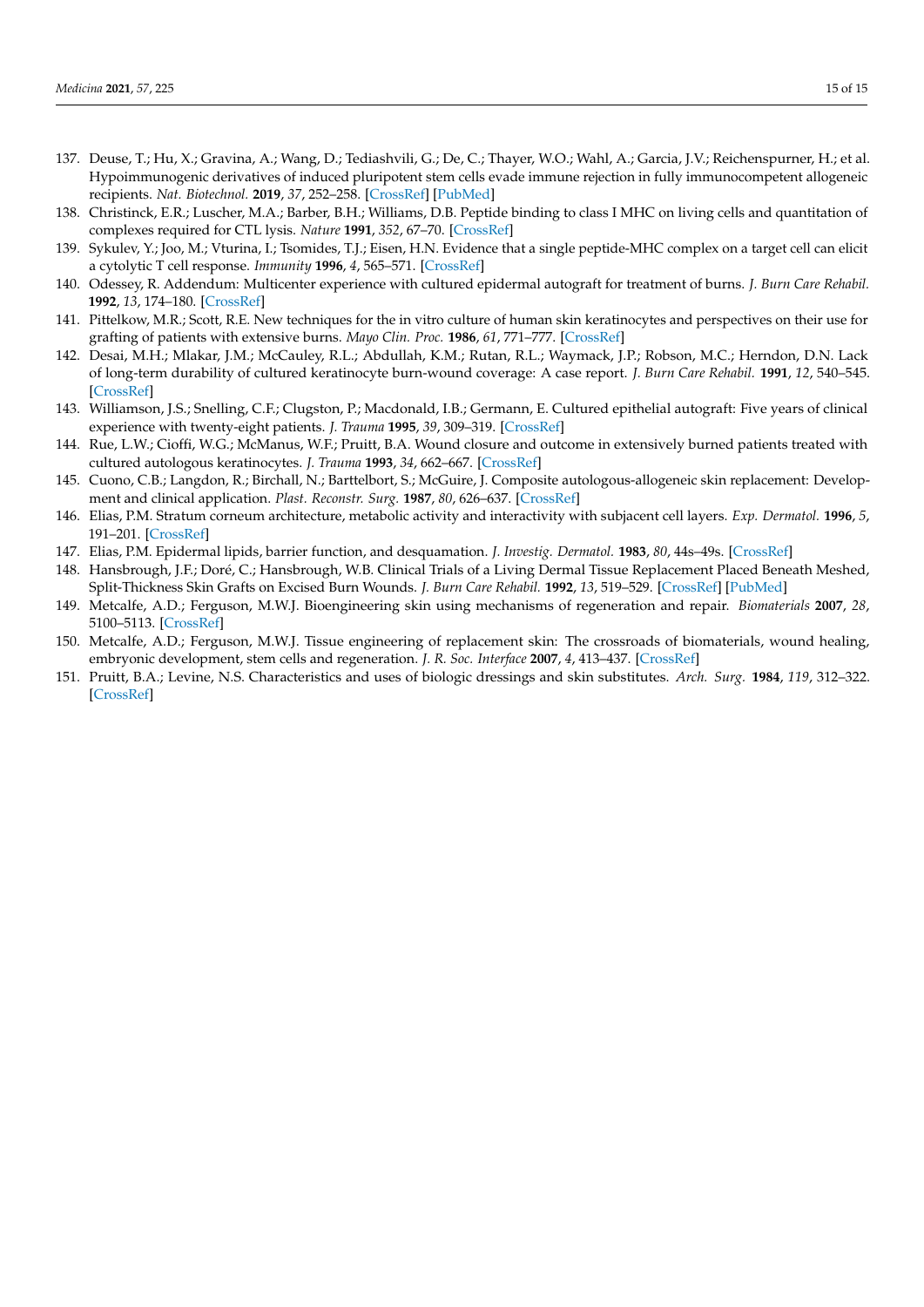137. Deuse, T.; Hu, X.; Gravina, A.; Wang, D.; Tediashvili, G.; De, C.; Thayer, W.O.; Wahl, A.; Garcia, J.V.; Reichenspurner, H.; et al. Hypoimmunogenic derivatives of induced pluripotent stem cells evade immune rejection in fully immunocompetent allogeneic recipients. *Nat. Biotechnol.* **2019**, *37*, 252–258. [CrossRef] [PubMed]
138. Christinck, E.R.; Luscher, M.A.; Barber, B.H.; Williams, D.B. Peptide binding to class I MHC on living cells and quantitation of complexes required for CTL lysis. *Nature* **1991**, *352*, 67–70. [CrossRef]
139. Sykulev, Y.; Joo, M.; Vturina, I.; Tsomides, T.J.; Eisen, H.N. Evidence that a single peptide-MHC complex on a target cell can elicit a cytolytic T cell response. *Immunity* **1996**, *4*, 565–571. [CrossRef]
140. Odessey, R. Addendum: Multicenter experience with cultured epidermal autograft for treatment of burns. *J. Burn Care Rehabil.* **1992**, *13*, 174–180. [CrossRef]
141. Pittelkow, M.R.; Scott, R.E. New techniques for the in vitro culture of human skin keratinocytes and perspectives on their use for grafting of patients with extensive burns. *Mayo Clin. Proc.* **1986**, *61*, 771–777. [CrossRef]
142. Desai, M.H.; Mlakar, J.M.; McCauley, R.L.; Abdullah, K.M.; Rutan, R.L.; Waymack, J.P.; Robson, M.C.; Herndon, D.N. Lack of long-term durability of cultured keratinocyte burn-wound coverage: A case report. *J. Burn Care Rehabil.* **1991**, *12*, 540–545. [CrossRef]
143. Williamson, J.S.; Snelling, C.F.; Clugston, P.; Macdonald, I.B.; Germann, E. Cultured epithelial autograft: Five years of clinical experience with twenty-eight patients. *J. Trauma* **1995**, *39*, 309–319. [CrossRef]
144. Rue, L.W.; Cioffi, W.G.; McManus, W.F.; Pruitt, B.A. Wound closure and outcome in extensively burned patients treated with cultured autologous keratinocytes. *J. Trauma* **1993**, *34*, 662–667. [CrossRef]
145. Cuono, C.B.; Langdon, R.; Birchall, N.; Barttelbort, S.; McGuire, J. Composite autologous-allogeneic skin replacement: Development and clinical application. *Plast. Reconstr. Surg.* **1987**, *80*, 626–637. [CrossRef]
146. Elias, P.M. Stratum corneum architecture, metabolic activity and interactivity with subjacent cell layers. *Exp. Dermatol.* **1996**, *5*, 191–201. [CrossRef]
147. Elias, P.M. Epidermal lipids, barrier function, and desquamation. *J. Investig. Dermatol.* **1983**, *80*, 44s–49s. [CrossRef]
148. Hansbrough, J.F.; Doré, C.; Hansbrough, W.B. Clinical Trials of a Living Dermal Tissue Replacement Placed Beneath Meshed, Split-Thickness Skin Grafts on Excised Burn Wounds. *J. Burn Care Rehabil.* **1992**, *13*, 519–529. [CrossRef] [PubMed]
149. Metcalfe, A.D.; Ferguson, M.W.J. Bioengineering skin using mechanisms of regeneration and repair. *Biomaterials* **2007**, *28*, 5100–5113. [CrossRef]
150. Metcalfe, A.D.; Ferguson, M.W.J. Tissue engineering of replacement skin: The crossroads of biomaterials, wound healing, embryonic development, stem cells and regeneration. *J. R. Soc. Interface* **2007**, *4*, 413–437. [CrossRef]
151. Pruitt, B.A.; Levine, N.S. Characteristics and uses of biologic dressings and skin substitutes. *Arch. Surg.* **1984**, *119*, 312–322. [CrossRef]